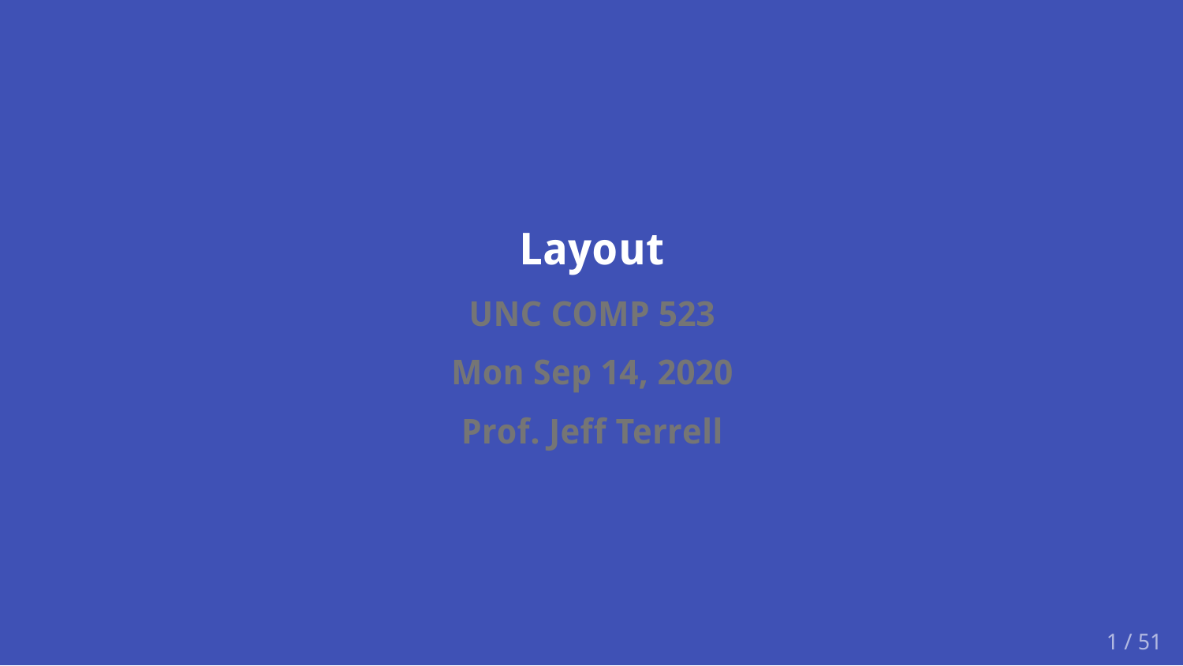# Layout

**UNC COMP 523**

**Mon Sep 14, 2020**

**Prof. Jeff Terrell**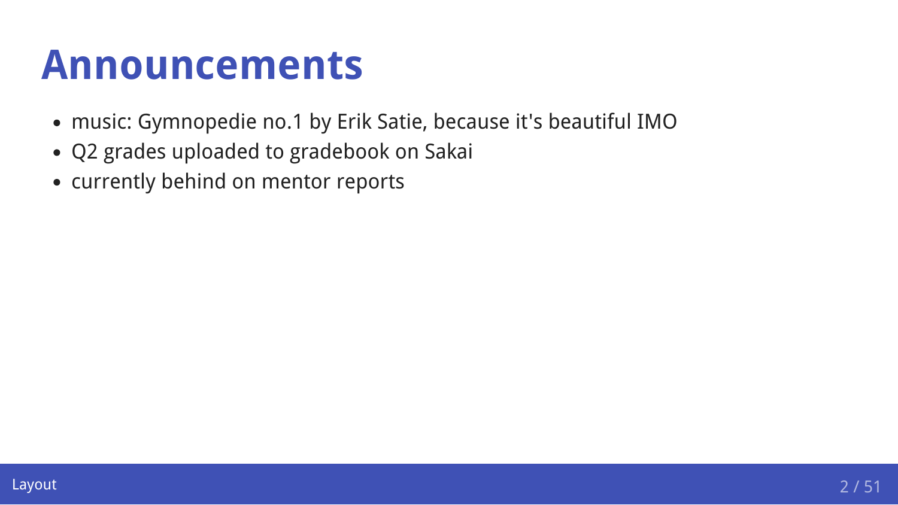# Announcements

- music: Gymnopedie no.1 by Erik Satie, because it's beautiful IMO
- Q2 grades uploaded to gradebook on Sakai
- currently behind on mentor reports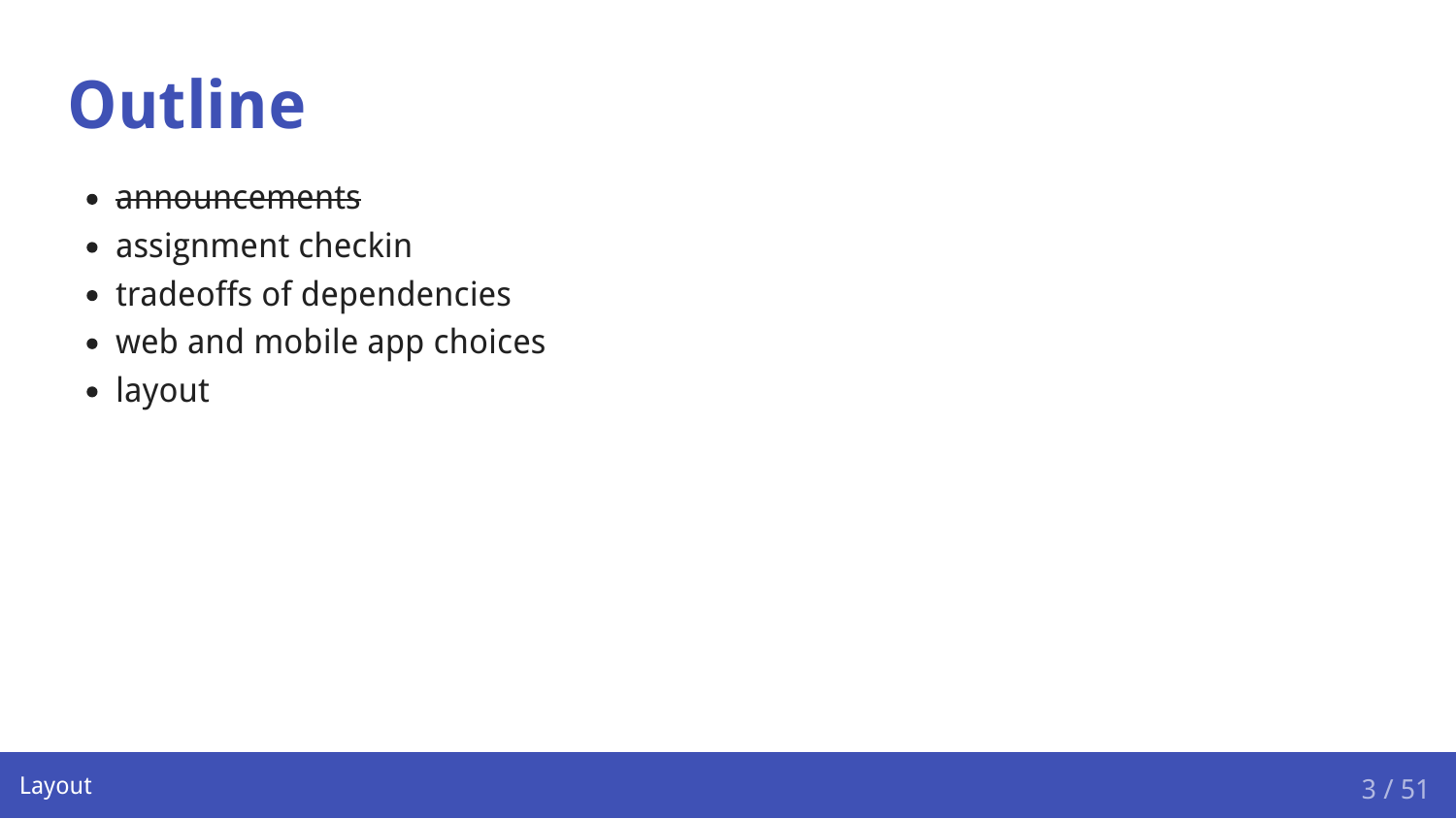# Outline

- ~~announcements~~
- assignment checkin
- tradeoffs of dependencies
- web and mobile app choices
- layout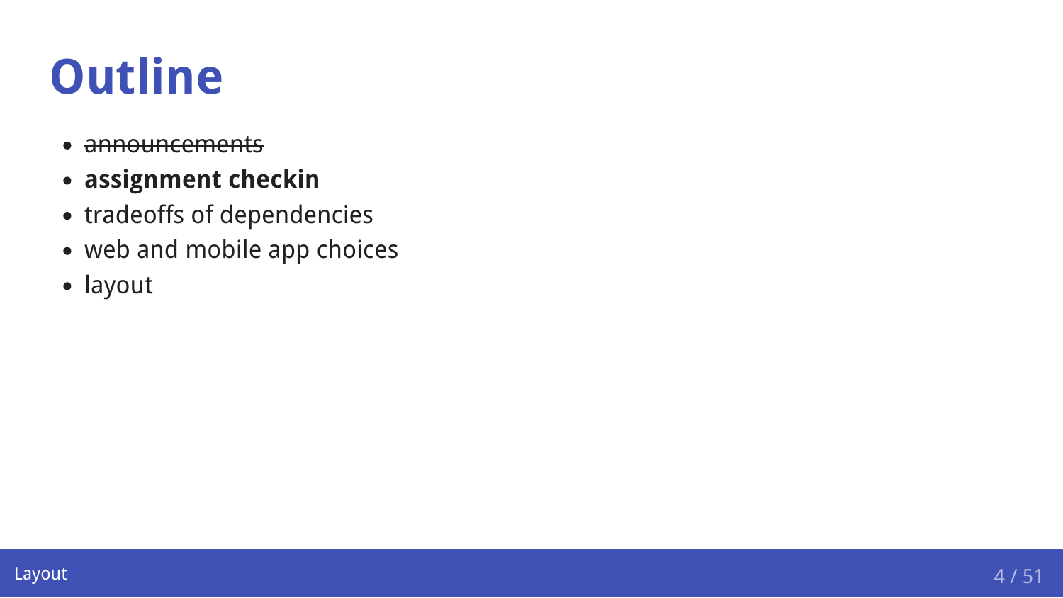# Outline

- ~~announcements~~
- **assignment checkin**
- tradeoffs of dependencies
- web and mobile app choices
- layout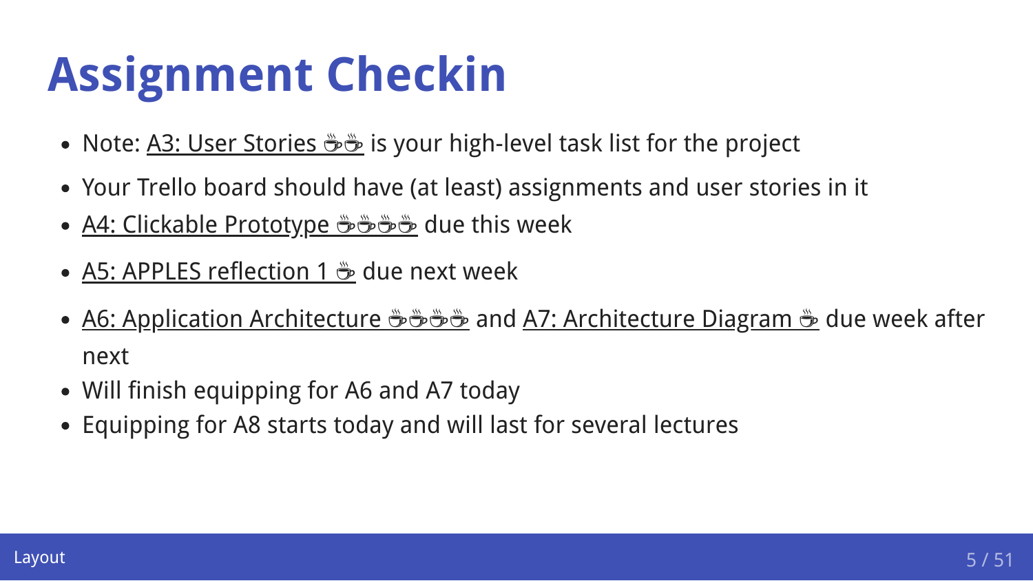# Assignment Checkin

- Note: A3: User Stories ☕☕ is your high-level task list for the project
- Your Trello board should have (at least) assignments and user stories in it
- A4: Clickable Prototype ☕☕☕☕ due this week
- A5: APPLES reflection 1 ☕ due next week
- A6: Application Architecture ☕☕☕☕ and A7: Architecture Diagram ☕ due week after next
- Will finish equipping for A6 and A7 today
- Equipping for A8 starts today and will last for several lectures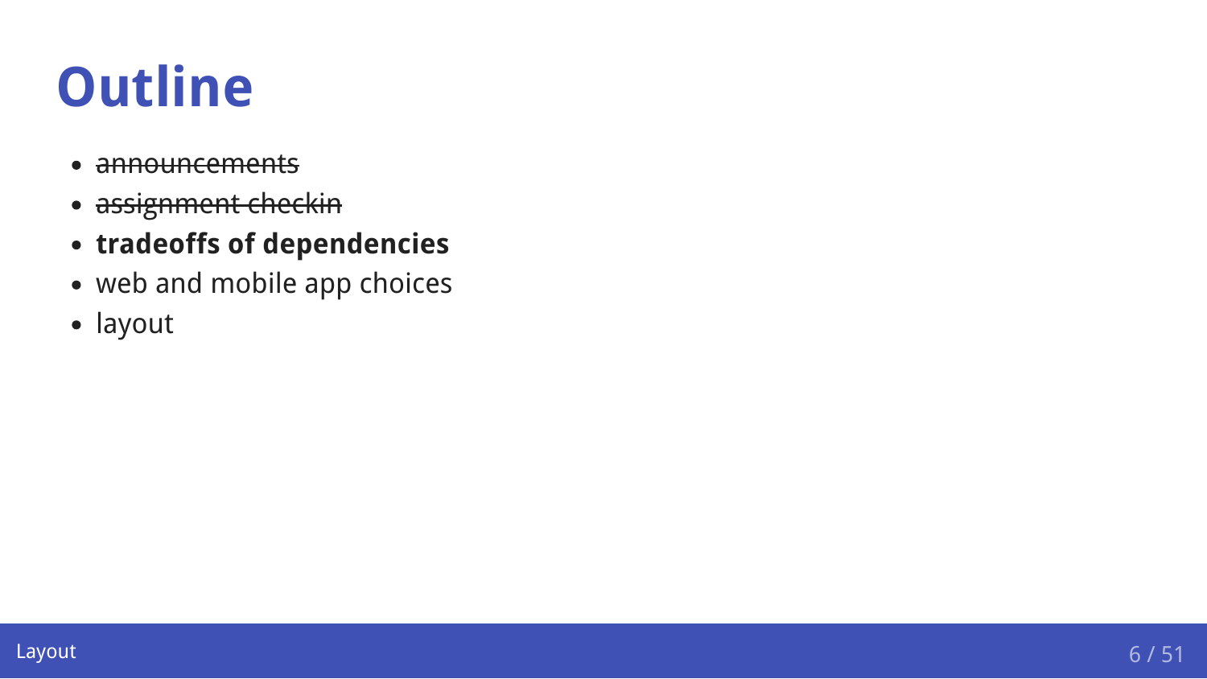# Outline

- ~~announcements~~
- ~~assignment checkin~~
- **tradeoffs of dependencies**
- web and mobile app choices
- layout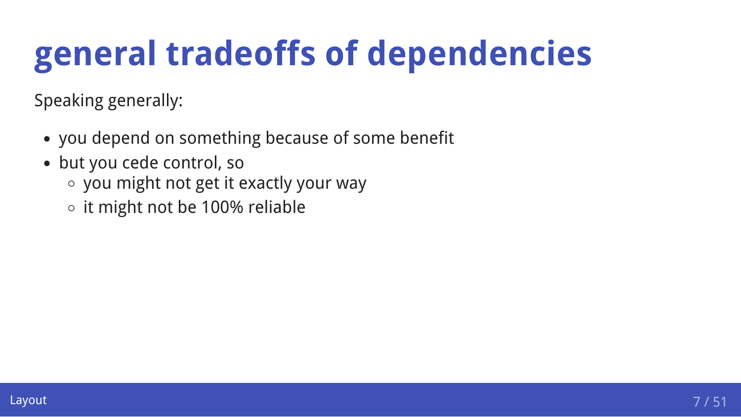# general tradeoffs of dependencies

Speaking generally:

- you depend on something because of some benefit
- but you cede control, so
  - you might not get it exactly your way
  - it might not be 100% reliable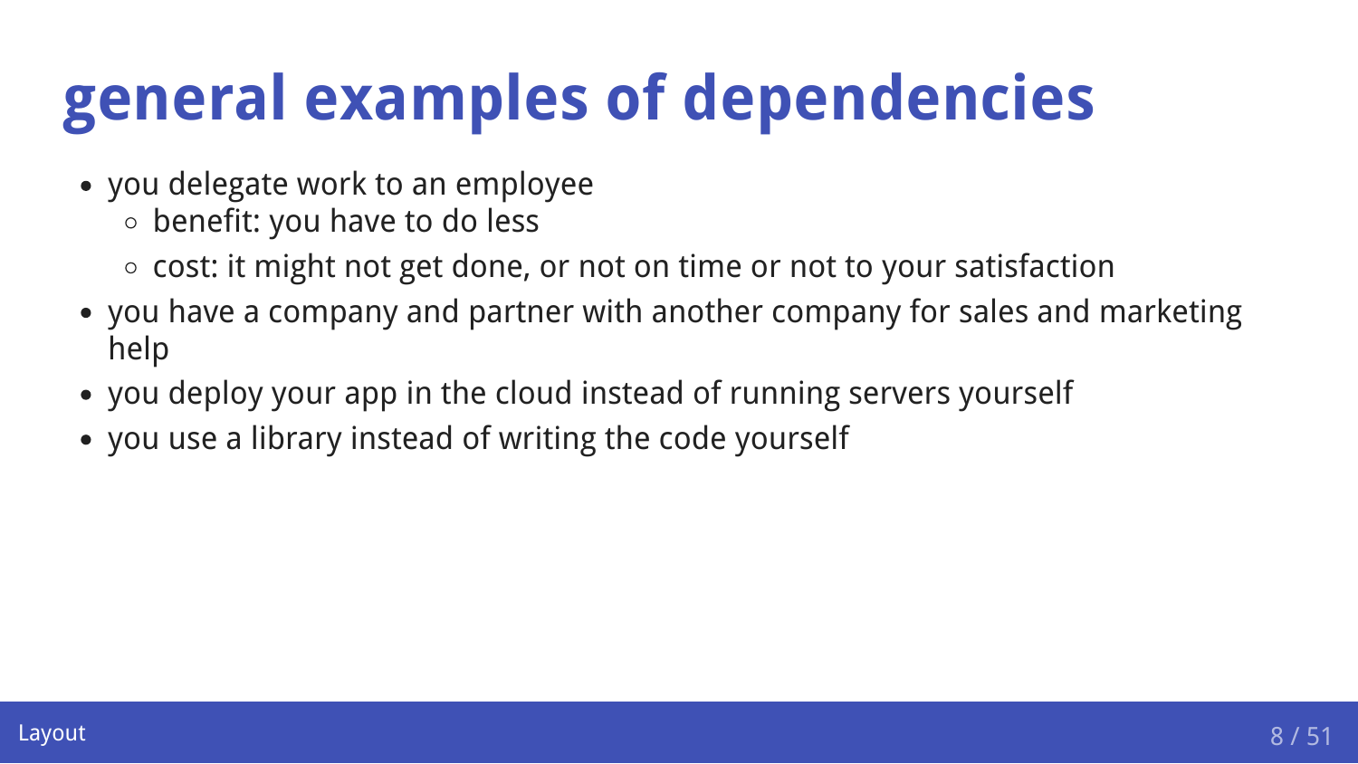# general examples of dependencies

- you delegate work to an employee
  - benefit: you have to do less
  - cost: it might not get done, or not on time or not to your satisfaction
- you have a company and partner with another company for sales and marketing help
- you deploy your app in the cloud instead of running servers yourself
- you use a library instead of writing the code yourself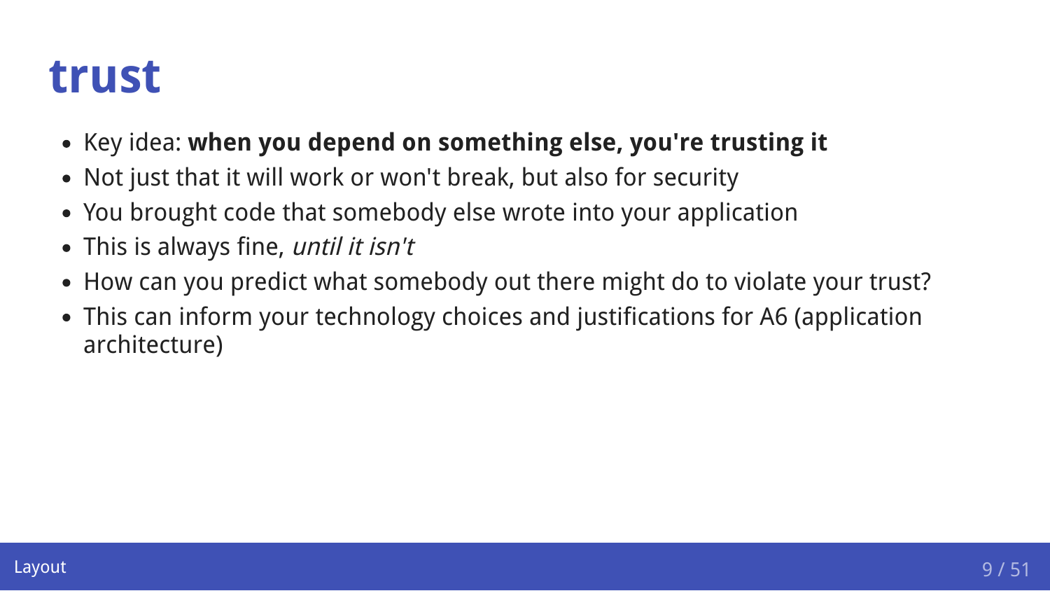# trust

- Key idea: **when you depend on something else, you're trusting it**
- Not just that it will work or won't break, but also for security
- You brought code that somebody else wrote into your application
- This is always fine, *until it isn't*
- How can you predict what somebody out there might do to violate your trust?
- This can inform your technology choices and justifications for A6 (application architecture)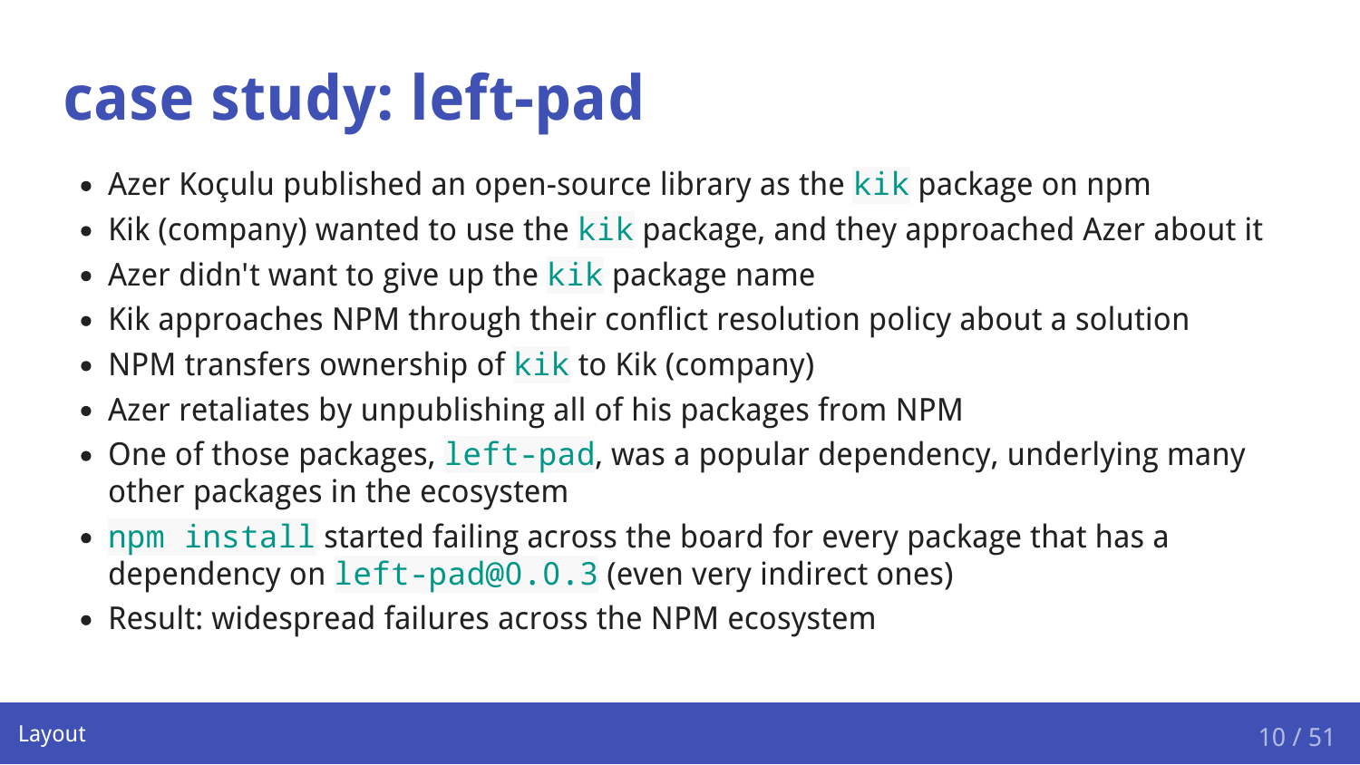# case study: left-pad

- Azer Koçulu published an open-source library as the `kik` package on npm
- Kik (company) wanted to use the `kik` package, and they approached Azer about it
- Azer didn't want to give up the `kik` package name
- Kik approaches NPM through their conflict resolution policy about a solution
- NPM transfers ownership of `kik` to Kik (company)
- Azer retaliates by unpublishing all of his packages from NPM
- One of those packages, `left-pad`, was a popular dependency, underlying many other packages in the ecosystem
- `npm install` started failing across the board for every package that has a dependency on `left-pad@0.0.3` (even very indirect ones)
- Result: widespread failures across the NPM ecosystem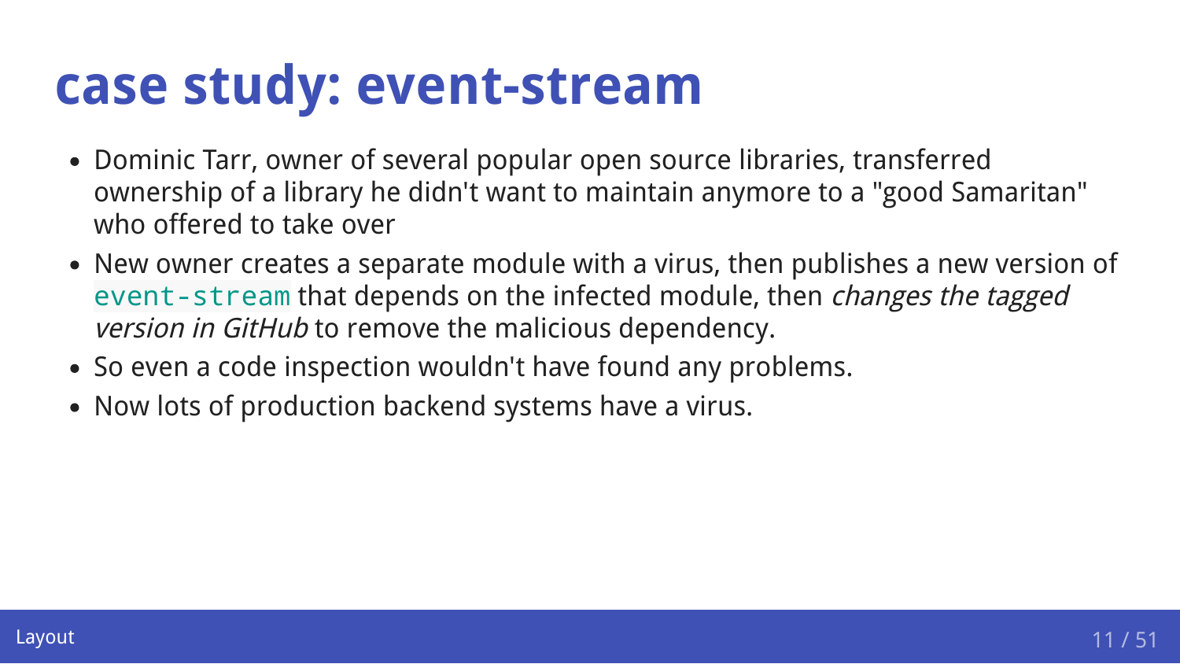# case study: event-stream

- Dominic Tarr, owner of several popular open source libraries, transferred ownership of a library he didn't want to maintain anymore to a "good Samaritan" who offered to take over
- New owner creates a separate module with a virus, then publishes a new version of `event-stream` that depends on the infected module, then *changes the tagged version in GitHub* to remove the malicious dependency.
- So even a code inspection wouldn't have found any problems.
- Now lots of production backend systems have a virus.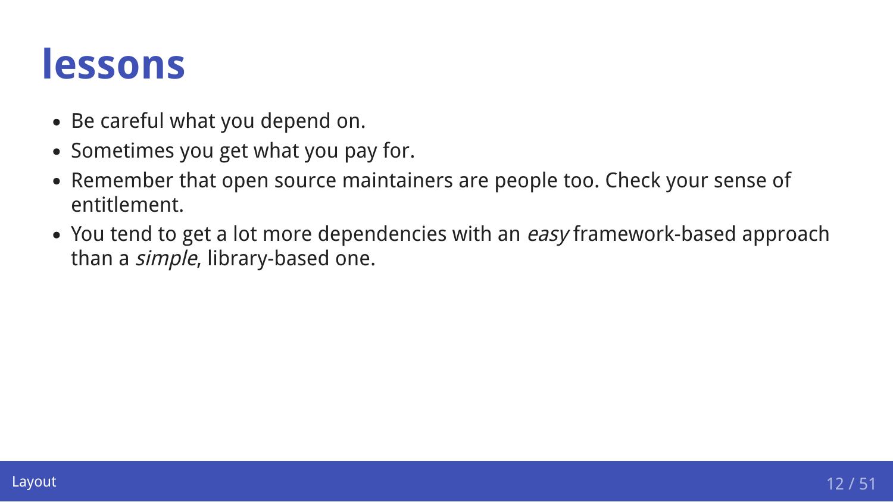# lessons

- Be careful what you depend on.
- Sometimes you get what you pay for.
- Remember that open source maintainers are people too. Check your sense of entitlement.
- You tend to get a lot more dependencies with an *easy* framework-based approach than a *simple*, library-based one.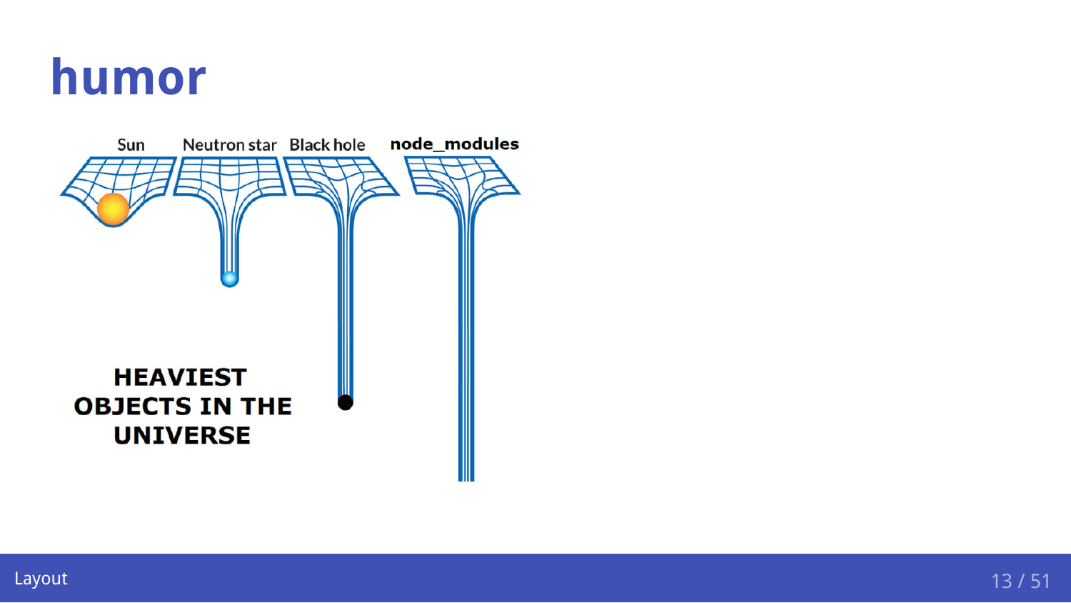# humor

Sun Neutron star Black hole node_modules

HEAVIEST OBJECTS IN THE UNIVERSE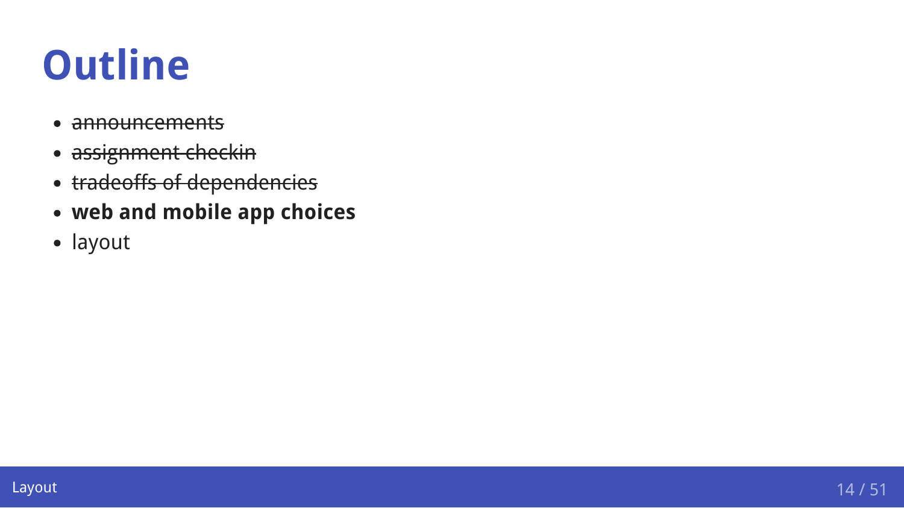# Outline

- ~~announcements~~
- ~~assignment checkin~~
- ~~tradeoffs of dependencies~~
- **web and mobile app choices**
- layout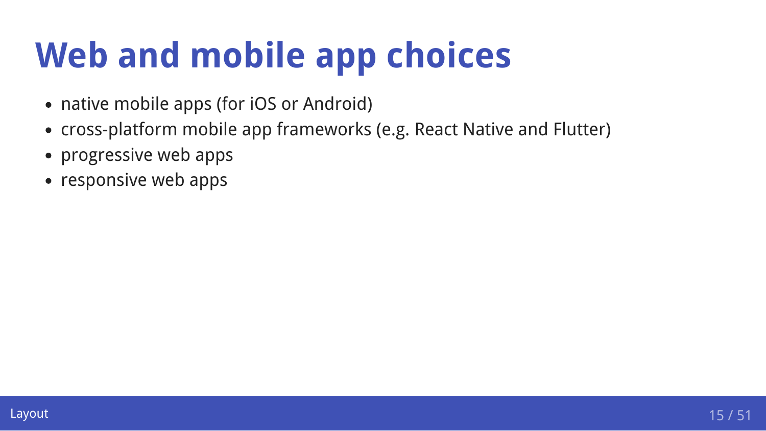# Web and mobile app choices

- native mobile apps (for iOS or Android)
- cross-platform mobile app frameworks (e.g. React Native and Flutter)
- progressive web apps
- responsive web apps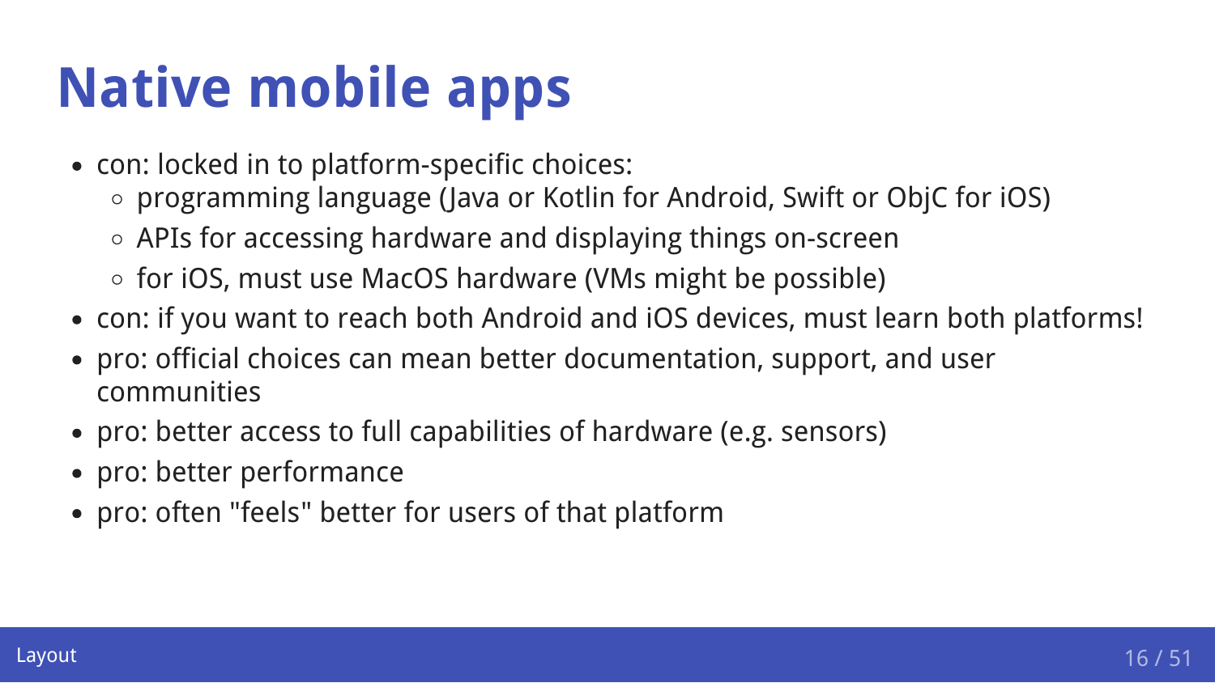# Native mobile apps

- con: locked in to platform-specific choices:
  - programming language (Java or Kotlin for Android, Swift or ObjC for iOS)
  - APIs for accessing hardware and displaying things on-screen
  - for iOS, must use MacOS hardware (VMs might be possible)
- con: if you want to reach both Android and iOS devices, must learn both platforms!
- pro: official choices can mean better documentation, support, and user communities
- pro: better access to full capabilities of hardware (e.g. sensors)
- pro: better performance
- pro: often "feels" better for users of that platform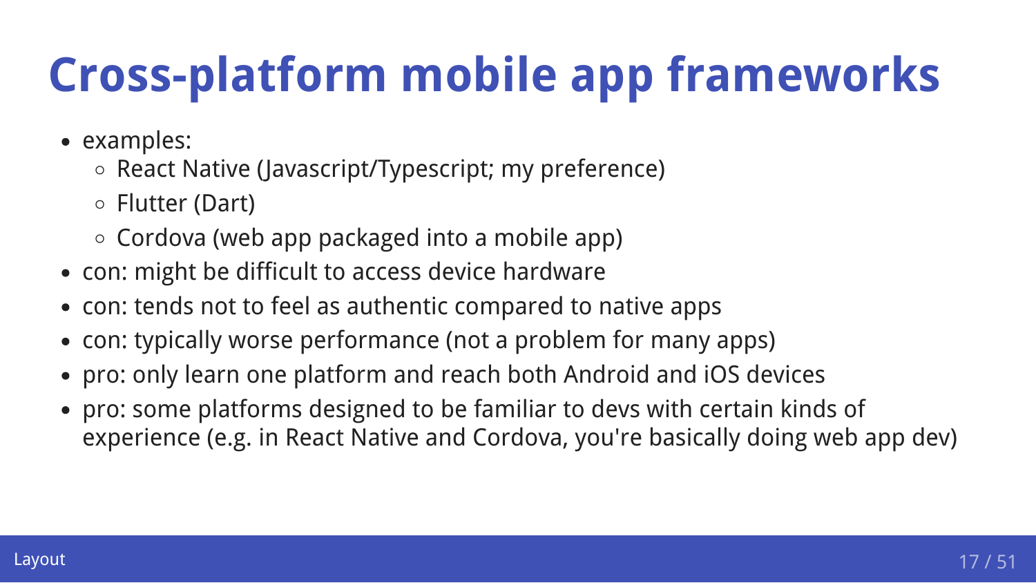# Cross-platform mobile app frameworks

- examples:
  - React Native (Javascript/Typescript; my preference)
  - Flutter (Dart)
  - Cordova (web app packaged into a mobile app)
- con: might be difficult to access device hardware
- con: tends not to feel as authentic compared to native apps
- con: typically worse performance (not a problem for many apps)
- pro: only learn one platform and reach both Android and iOS devices
- pro: some platforms designed to be familiar to devs with certain kinds of experience (e.g. in React Native and Cordova, you're basically doing web app dev)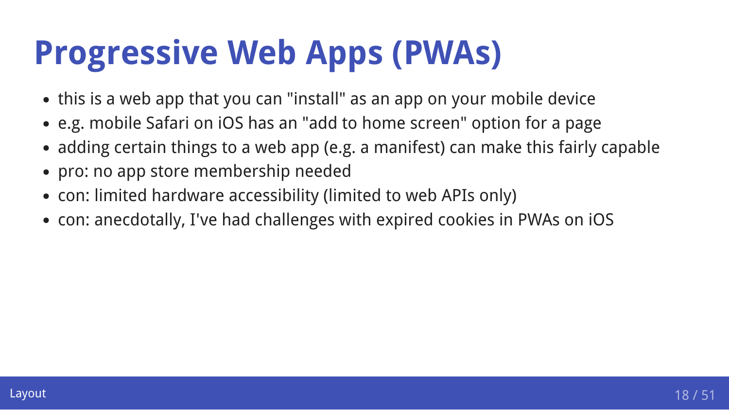# Progressive Web Apps (PWAs)

- this is a web app that you can "install" as an app on your mobile device
- e.g. mobile Safari on iOS has an "add to home screen" option for a page
- adding certain things to a web app (e.g. a manifest) can make this fairly capable
- pro: no app store membership needed
- con: limited hardware accessibility (limited to web APIs only)
- con: anecdotally, I've had challenges with expired cookies in PWAs on iOS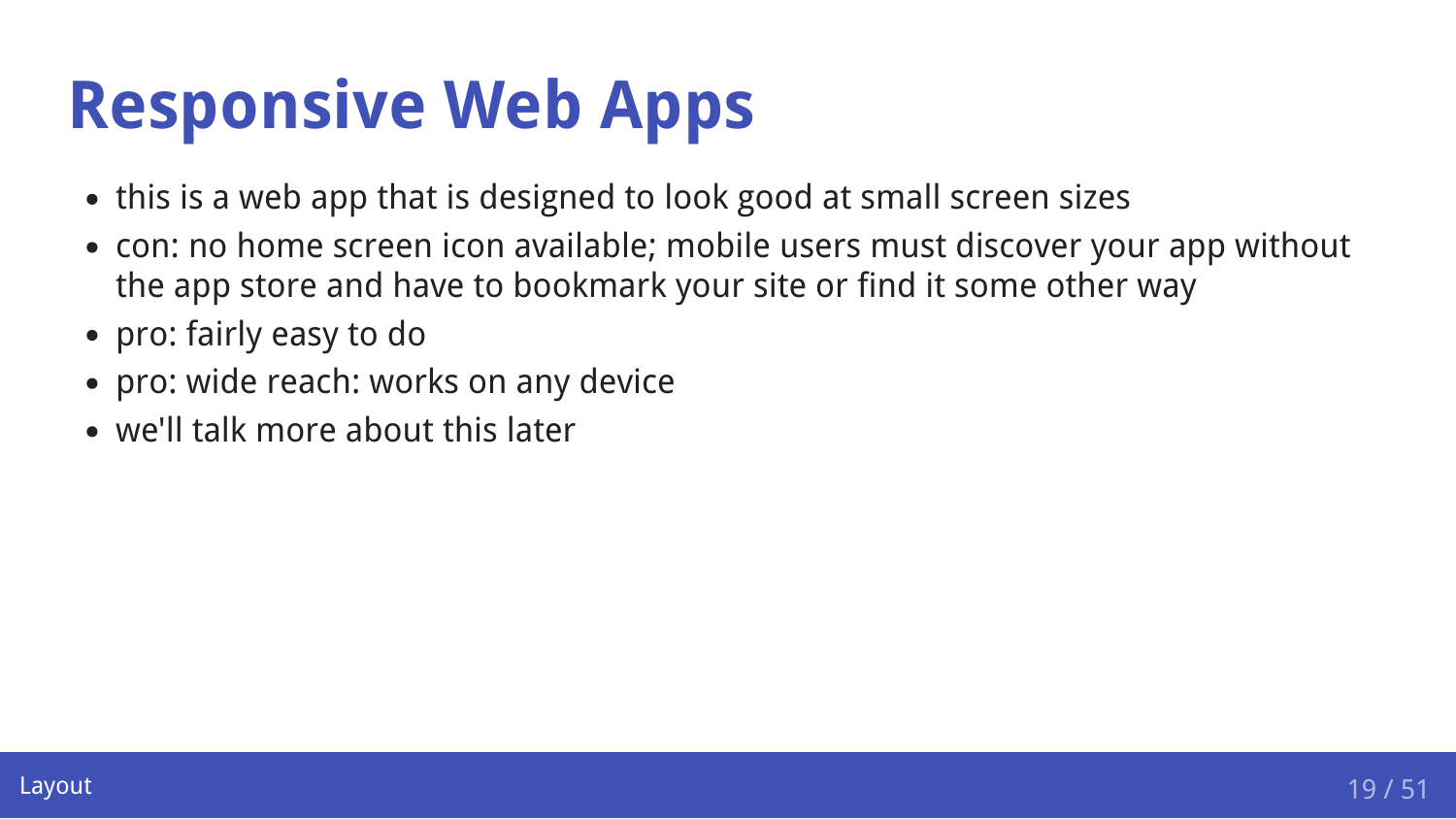# Responsive Web Apps

- this is a web app that is designed to look good at small screen sizes
- con: no home screen icon available; mobile users must discover your app without the app store and have to bookmark your site or find it some other way
- pro: fairly easy to do
- pro: wide reach: works on any device
- we'll talk more about this later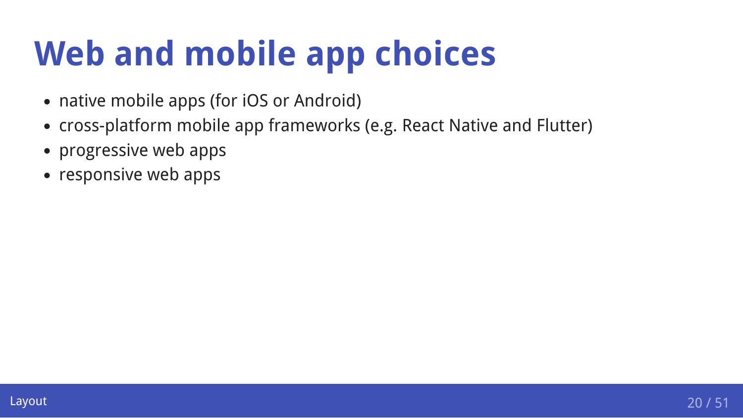# Web and mobile app choices

- native mobile apps (for iOS or Android)
- cross-platform mobile app frameworks (e.g. React Native and Flutter)
- progressive web apps
- responsive web apps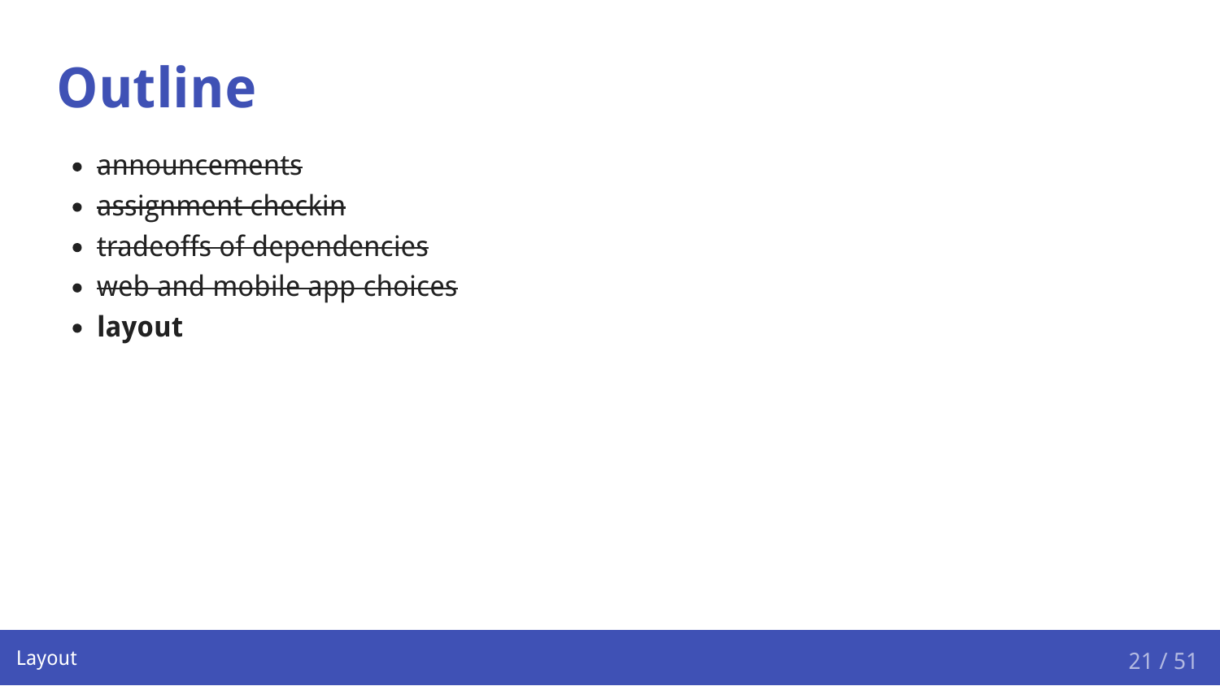# Outline

- ~~announcements~~
- ~~assignment checkin~~
- ~~tradeoffs of dependencies~~
- ~~web and mobile app choices~~
- **layout**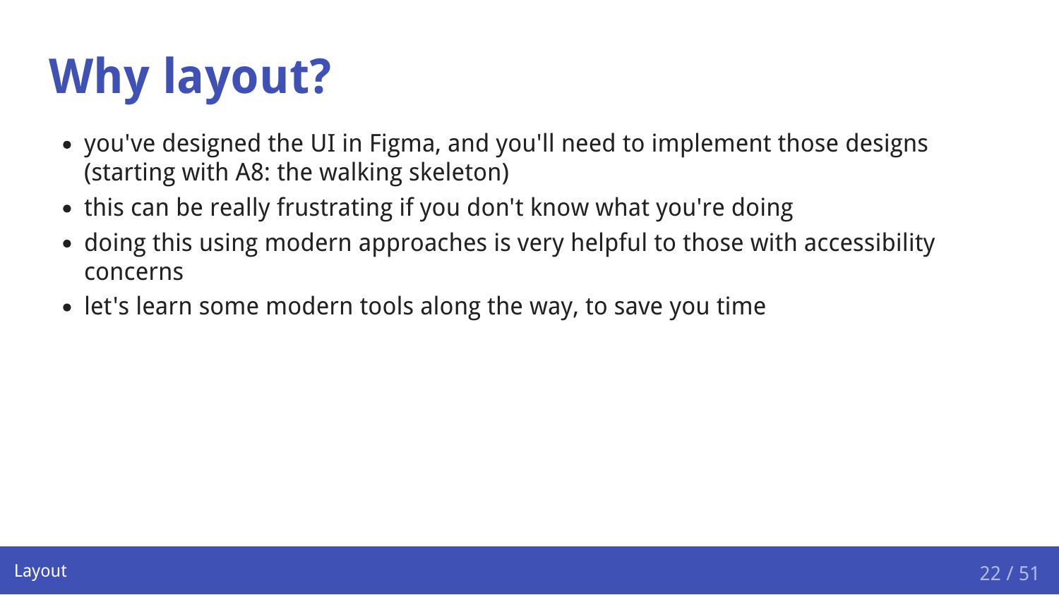# Why layout?

- you've designed the UI in Figma, and you'll need to implement those designs (starting with A8: the walking skeleton)
- this can be really frustrating if you don't know what you're doing
- doing this using modern approaches is very helpful to those with accessibility concerns
- let's learn some modern tools along the way, to save you time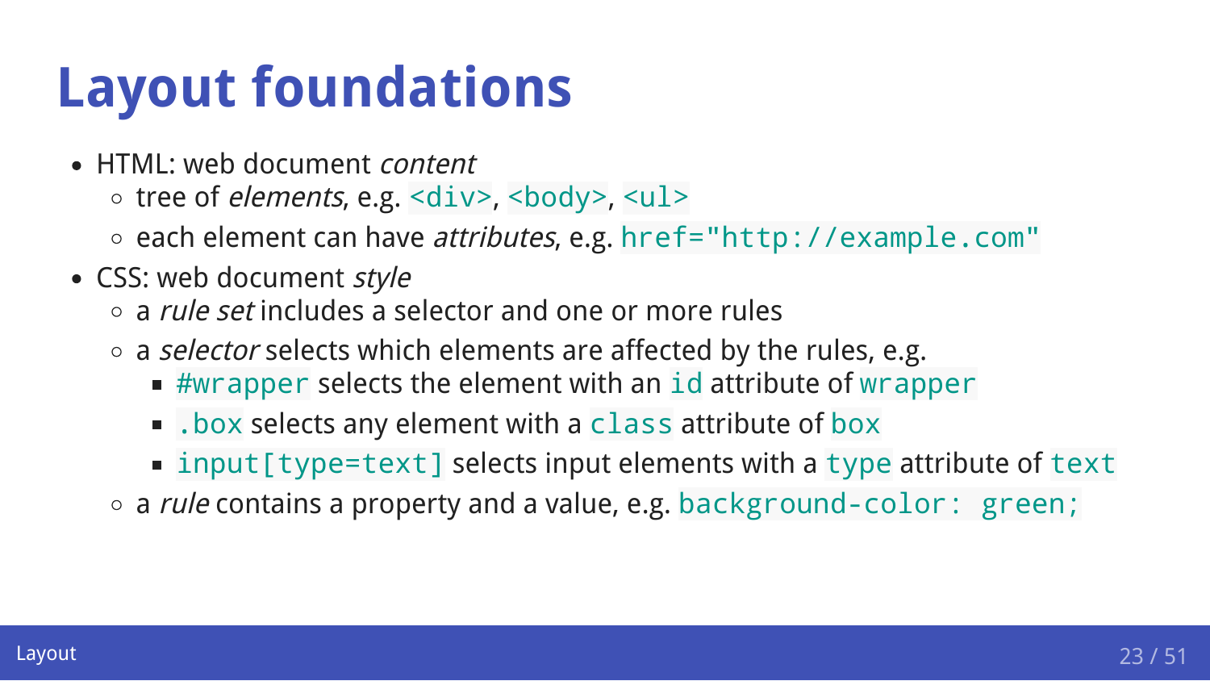# Layout foundations

- HTML: web document *content*
  - tree of *elements*, e.g. `<div>`, `<body>`, `<ul>`
  - each element can have *attributes*, e.g. `href="http://example.com"`
- CSS: web document *style*
  - a *rule set* includes a selector and one or more rules
  - a *selector* selects which elements are affected by the rules, e.g.
    - `#wrapper` selects the element with an `id` attribute of `wrapper`
    - `.box` selects any element with a `class` attribute of `box`
    - `input[type=text]` selects input elements with a `type` attribute of `text`
  - a *rule* contains a property and a value, e.g. `background-color: green;`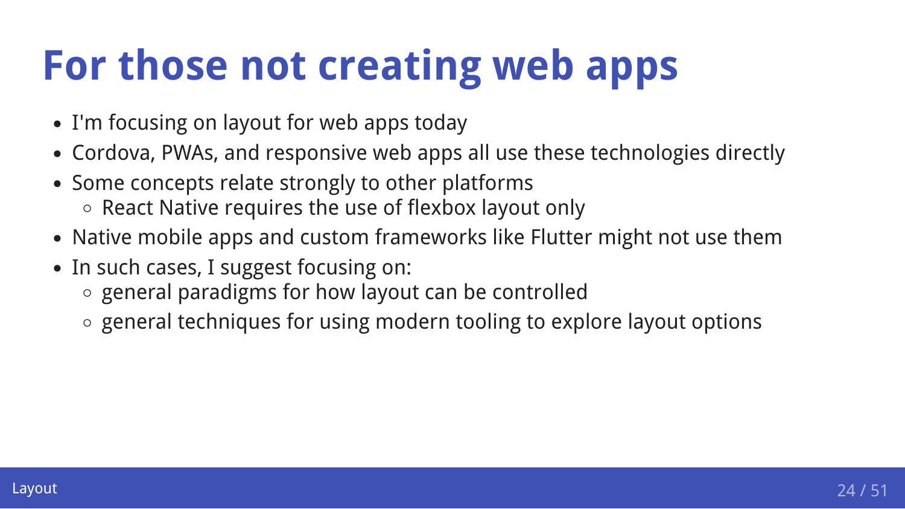# For those not creating web apps

- I'm focusing on layout for web apps today
- Cordova, PWAs, and responsive web apps all use these technologies directly
- Some concepts relate strongly to other platforms
  - React Native requires the use of flexbox layout only
- Native mobile apps and custom frameworks like Flutter might not use them
- In such cases, I suggest focusing on:
  - general paradigms for how layout can be controlled
  - general techniques for using modern tooling to explore layout options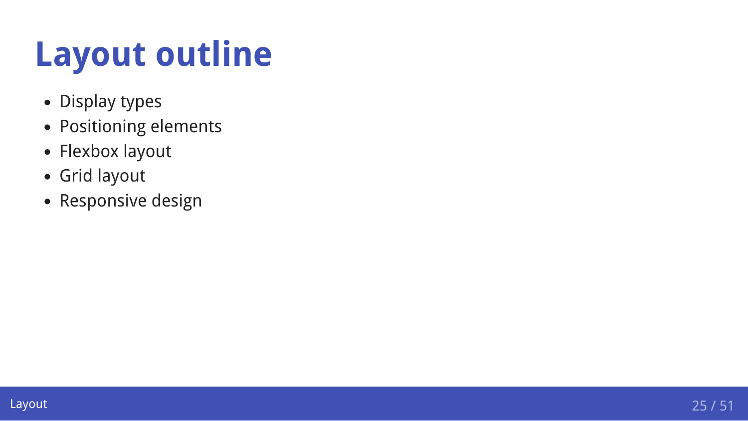# Layout outline

- Display types
- Positioning elements
- Flexbox layout
- Grid layout
- Responsive design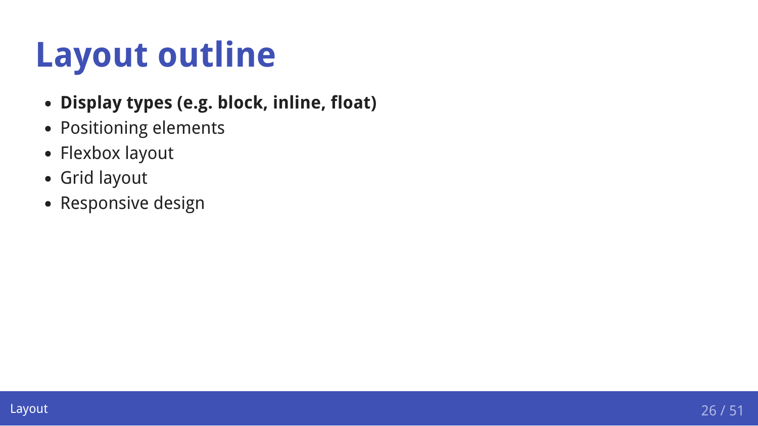# Layout outline

- **Display types (e.g. block, inline, float)**
- Positioning elements
- Flexbox layout
- Grid layout
- Responsive design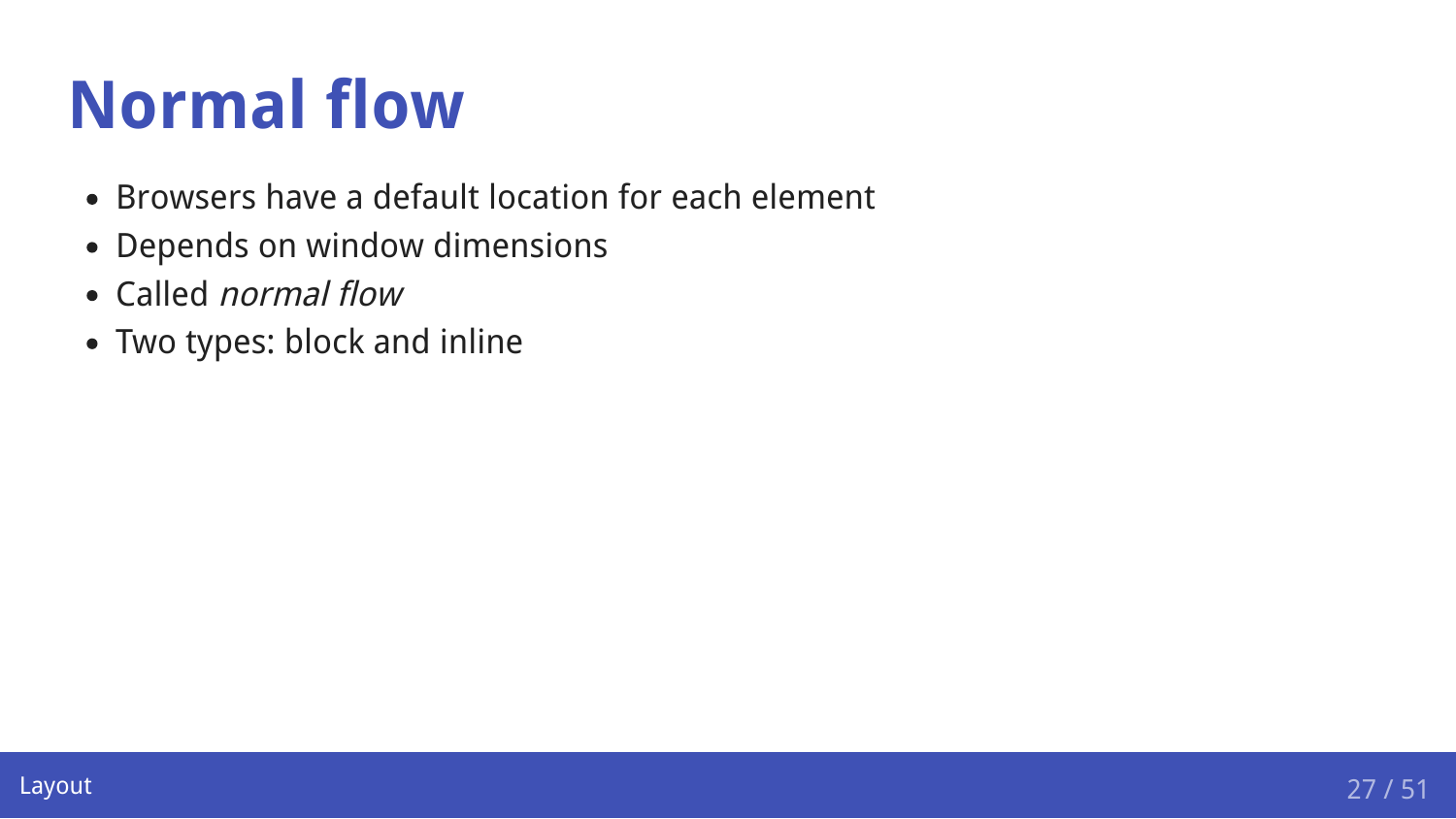# Normal flow

- Browsers have a default location for each element
- Depends on window dimensions
- Called *normal flow*
- Two types: block and inline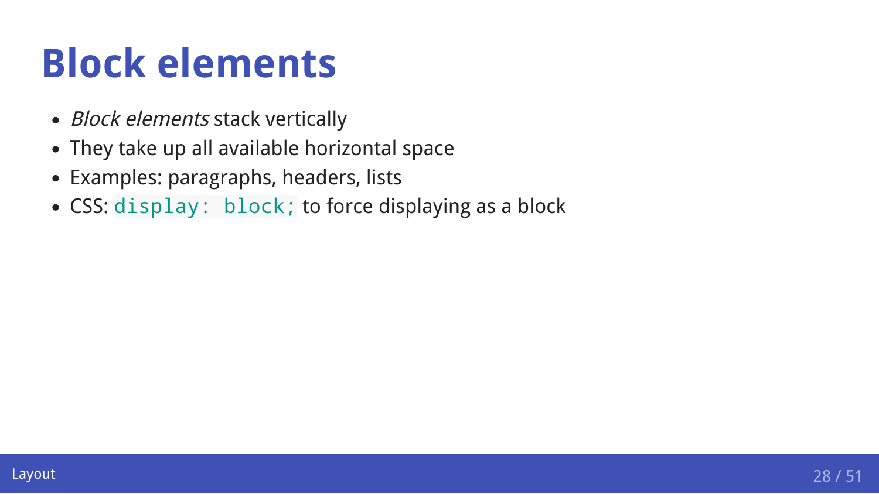# Block elements

- *Block elements* stack vertically
- They take up all available horizontal space
- Examples: paragraphs, headers, lists
- CSS: `display: block;` to force displaying as a block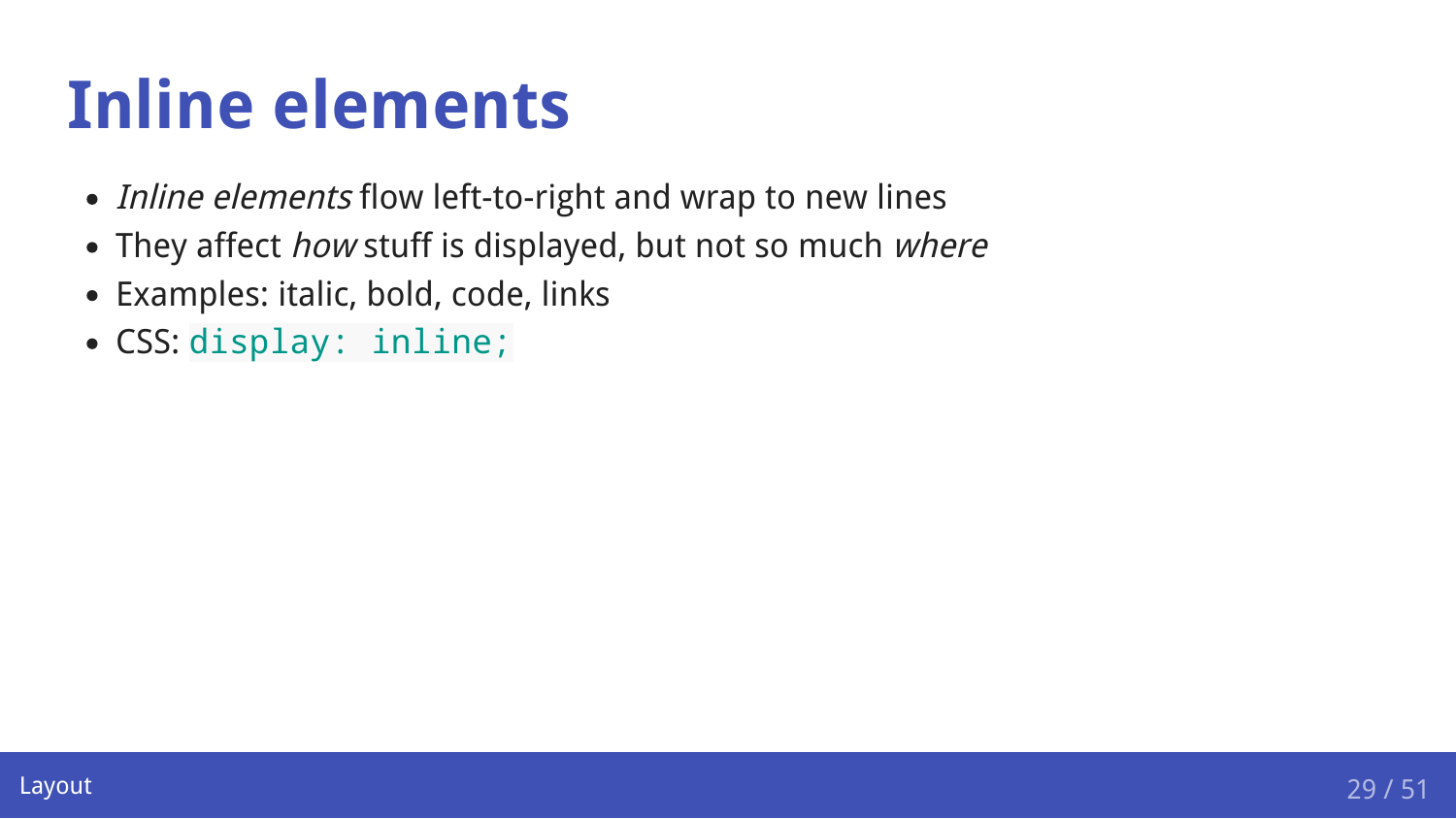# Inline elements

- *Inline elements* flow left-to-right and wrap to new lines
- They affect *how* stuff is displayed, but not so much *where*
- Examples: italic, bold, code, links
- CSS: `display: inline;`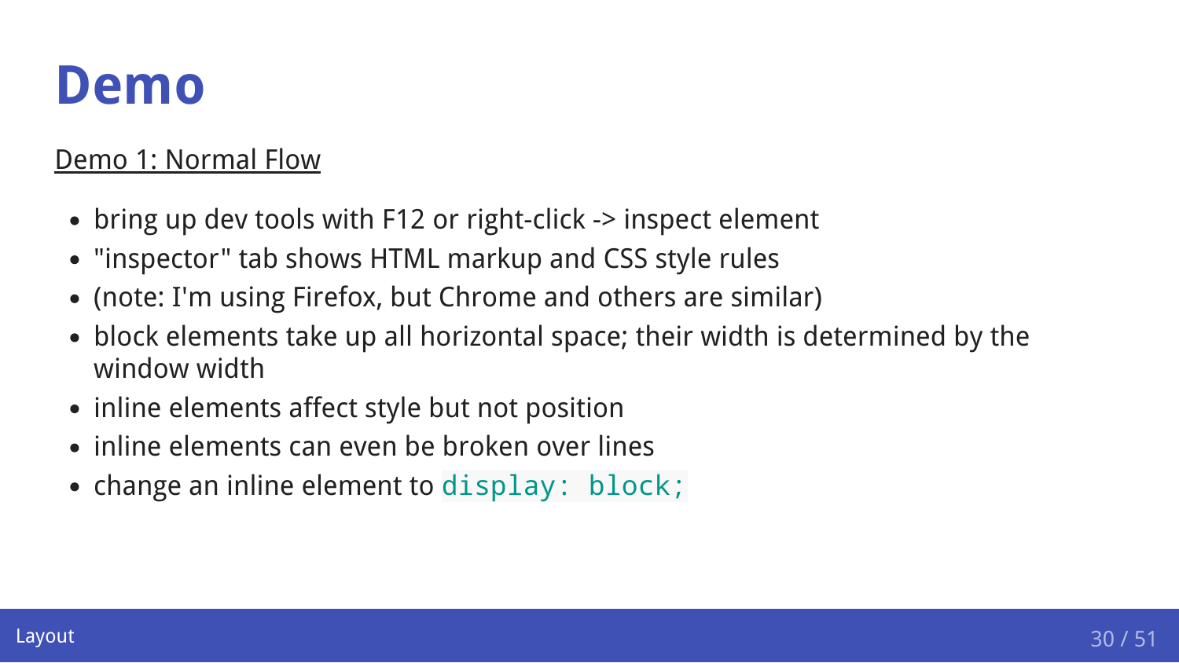# Demo

<u>Demo 1: Normal Flow</u>

- bring up dev tools with F12 or right-click -> inspect element
- "inspector" tab shows HTML markup and CSS style rules
- (note: I'm using Firefox, but Chrome and others are similar)
- block elements take up all horizontal space; their width is determined by the window width
- inline elements affect style but not position
- inline elements can even be broken over lines
- change an inline element to `display: block;`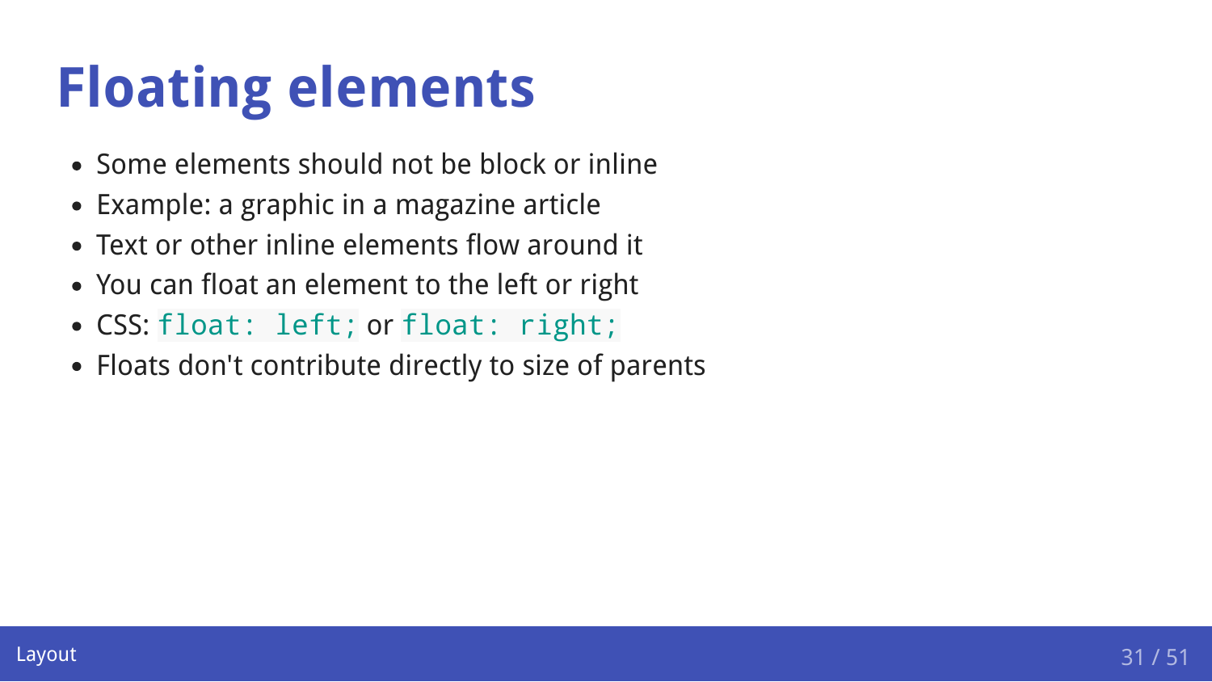# Floating elements

- Some elements should not be block or inline
- Example: a graphic in a magazine article
- Text or other inline elements flow around it
- You can float an element to the left or right
- CSS: `float: left;` or `float: right;`
- Floats don't contribute directly to size of parents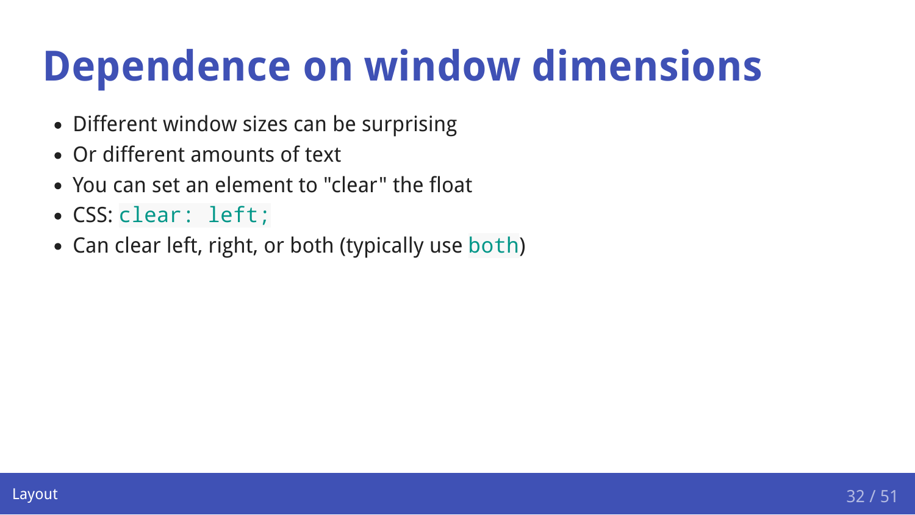# Dependence on window dimensions

- Different window sizes can be surprising
- Or different amounts of text
- You can set an element to "clear" the float
- CSS: `clear: left;`
- Can clear left, right, or both (typically use `both`)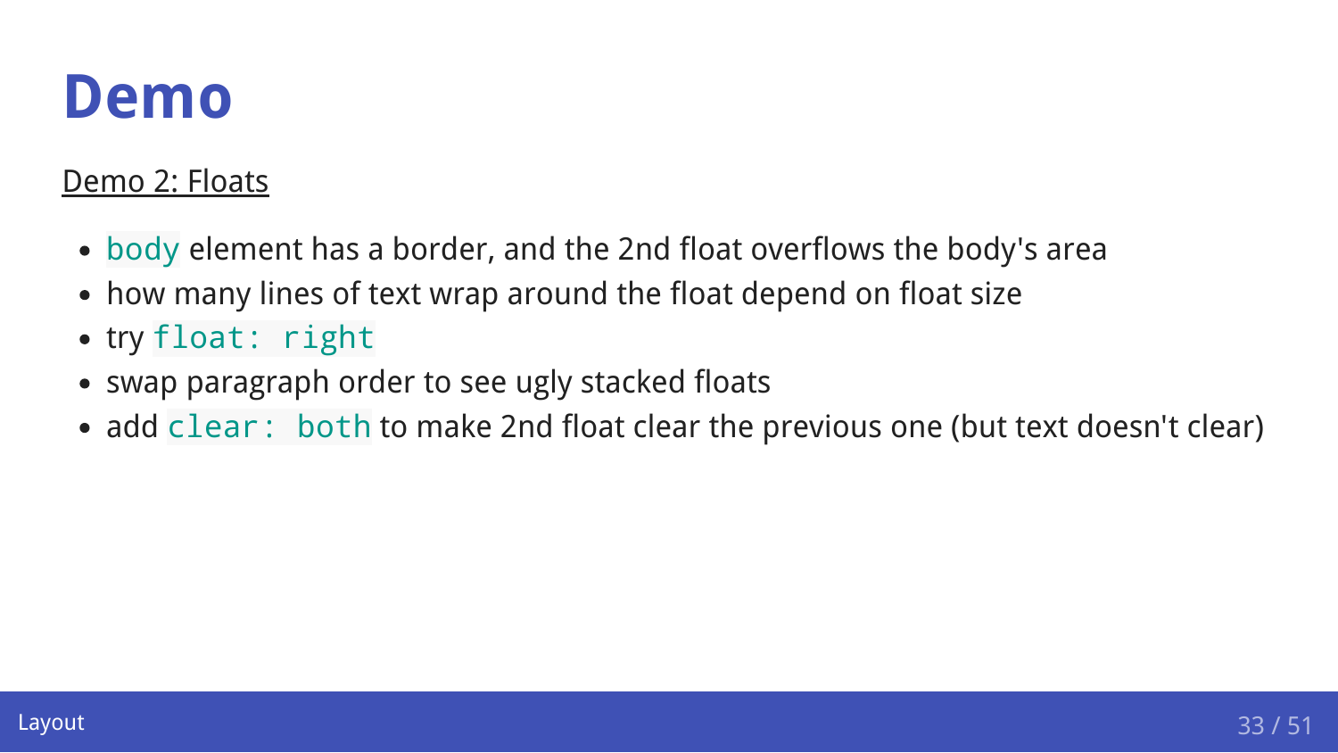# Demo

Demo 2: Floats

- `body` element has a border, and the 2nd float overflows the body's area
- how many lines of text wrap around the float depend on float size
- try `float: right`
- swap paragraph order to see ugly stacked floats
- add `clear: both` to make 2nd float clear the previous one (but text doesn't clear)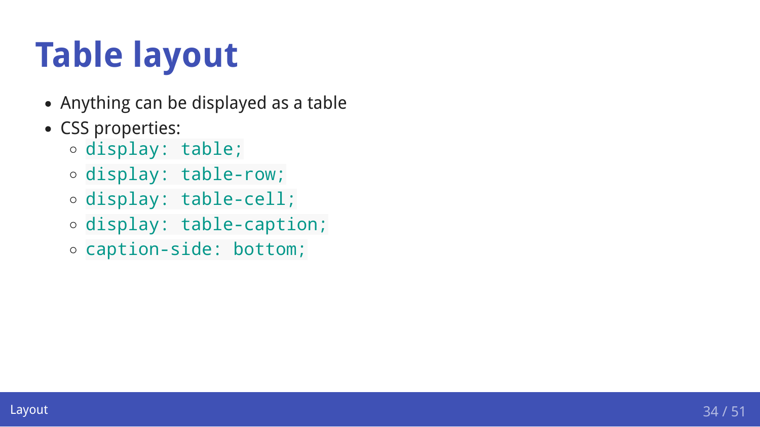# Table layout

- Anything can be displayed as a table
- CSS properties:
  - `display: table;`
  - `display: table-row;`
  - `display: table-cell;`
  - `display: table-caption;`
  - `caption-side: bottom;`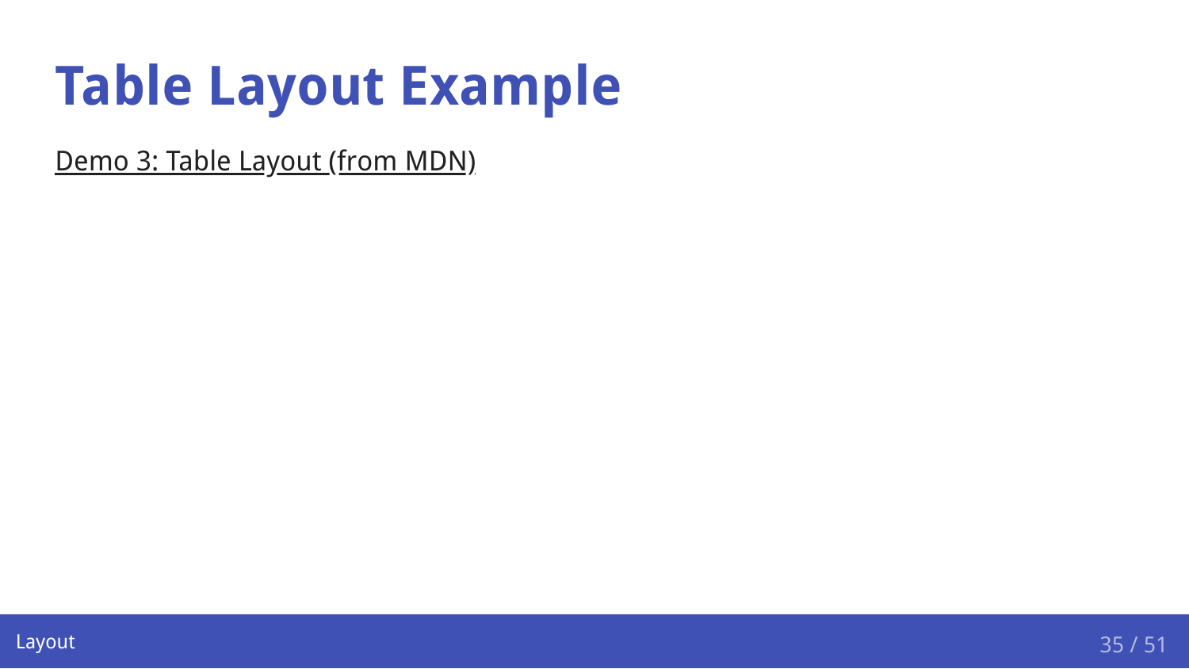# Table Layout Example

Demo 3: Table Layout (from MDN)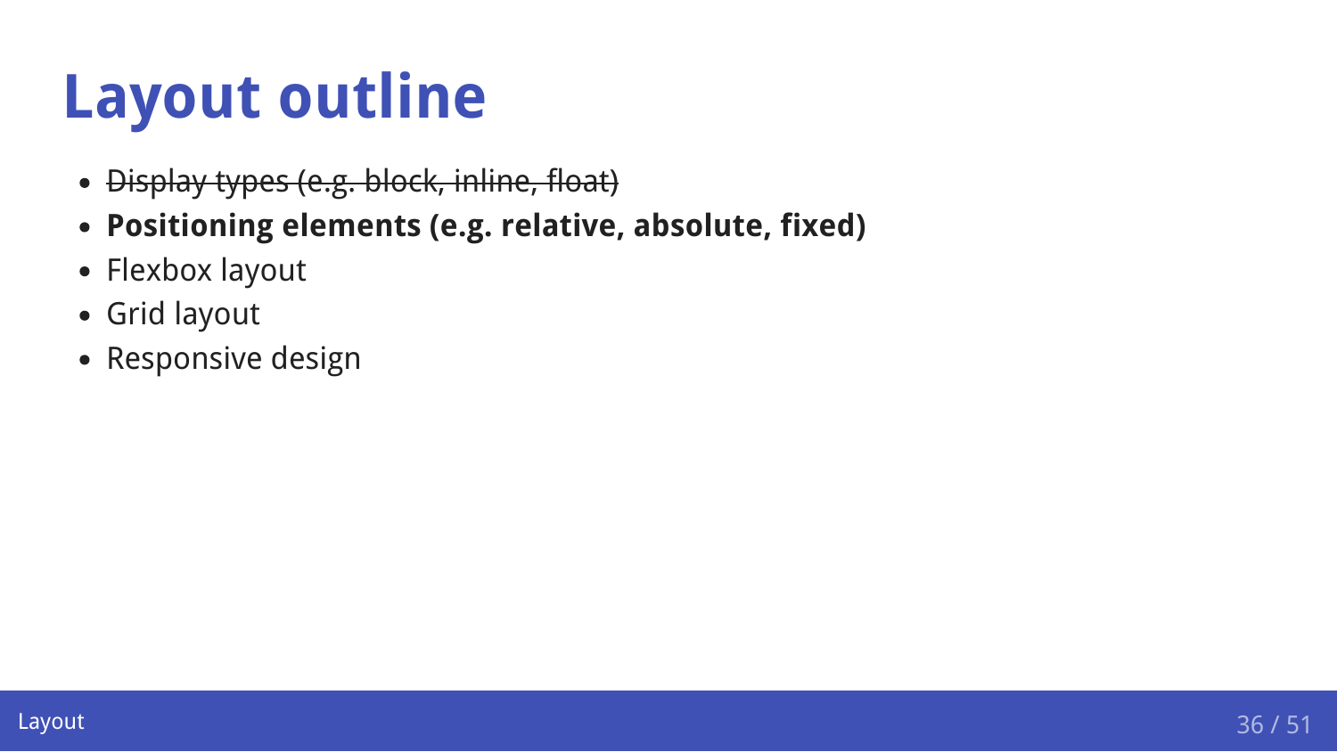# Layout outline

- ~~Display types (e.g. block, inline, float)~~
- **Positioning elements (e.g. relative, absolute, fixed)**
- Flexbox layout
- Grid layout
- Responsive design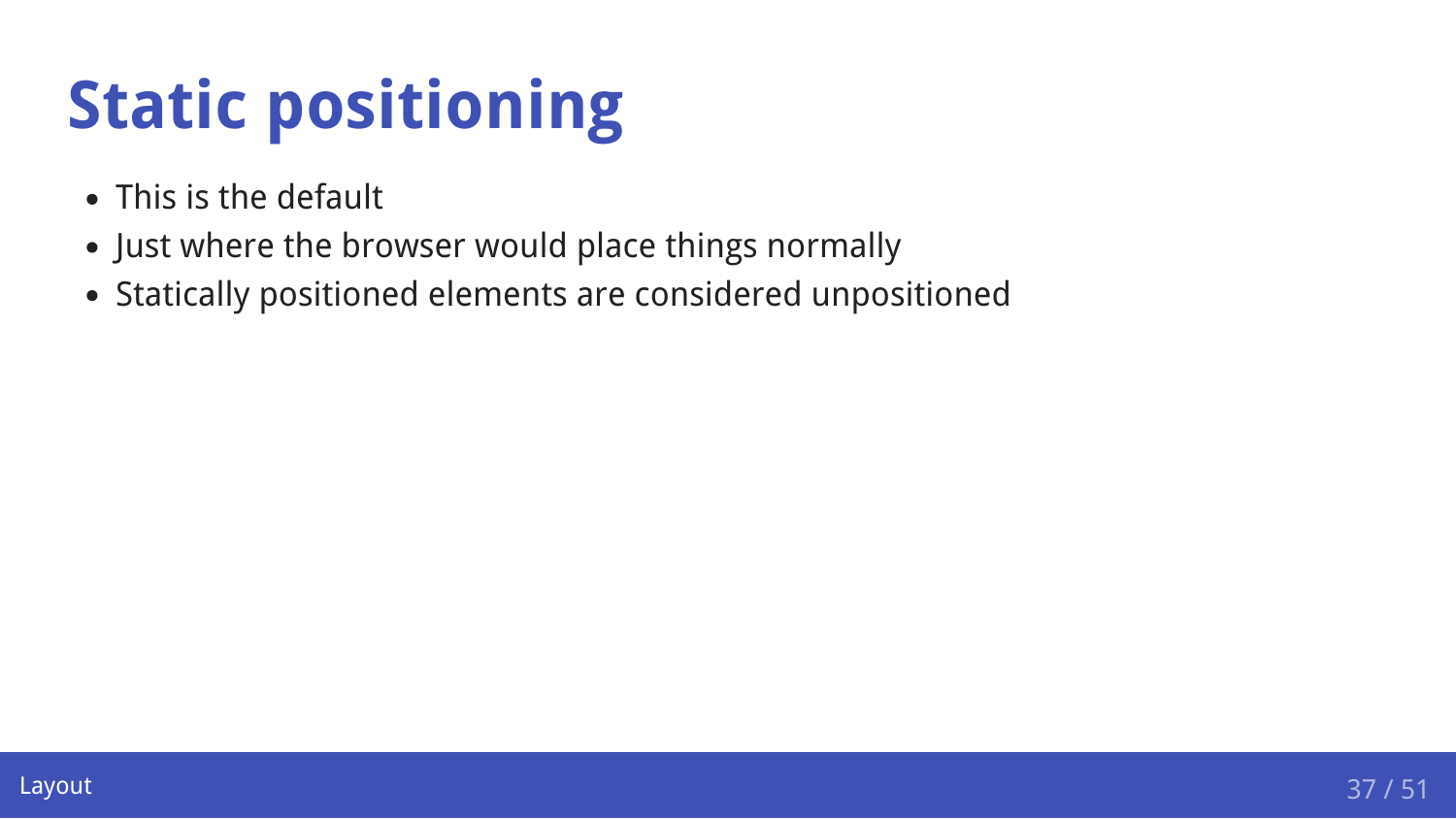# Static positioning

- This is the default
- Just where the browser would place things normally
- Statically positioned elements are considered unpositioned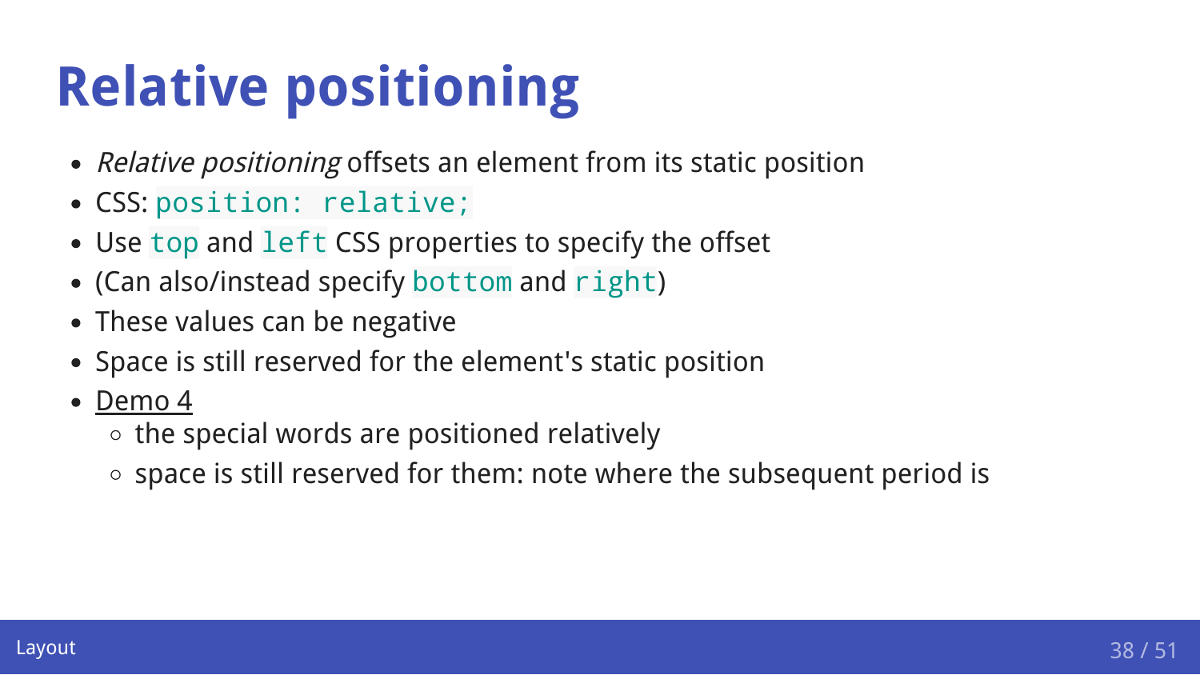# Relative positioning

- *Relative positioning* offsets an element from its static position
- CSS: `position: relative;`
- Use `top` and `left` CSS properties to specify the offset
- (Can also/instead specify `bottom` and `right`)
- These values can be negative
- Space is still reserved for the element's static position
- Demo 4
  - the special words are positioned relatively
  - space is still reserved for them: note where the subsequent period is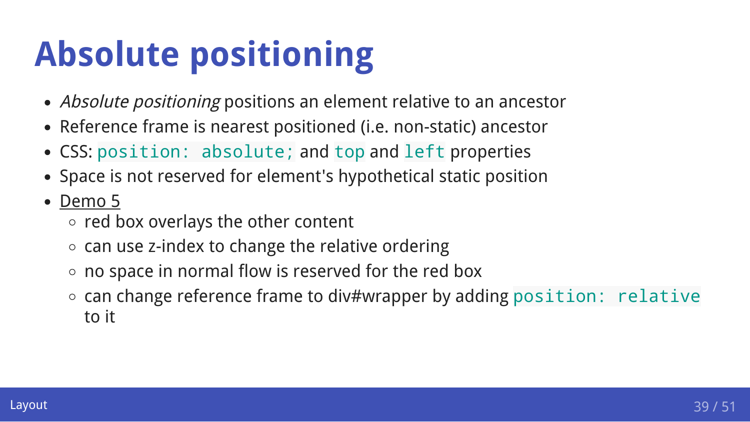# Absolute positioning

- *Absolute positioning* positions an element relative to an ancestor
- Reference frame is nearest positioned (i.e. non-static) ancestor
- CSS: `position: absolute;` and `top` and `left` properties
- Space is not reserved for element's hypothetical static position
- Demo 5
  - red box overlays the other content
  - can use z-index to change the relative ordering
  - no space in normal flow is reserved for the red box
  - can change reference frame to div#wrapper by adding `position: relative` to it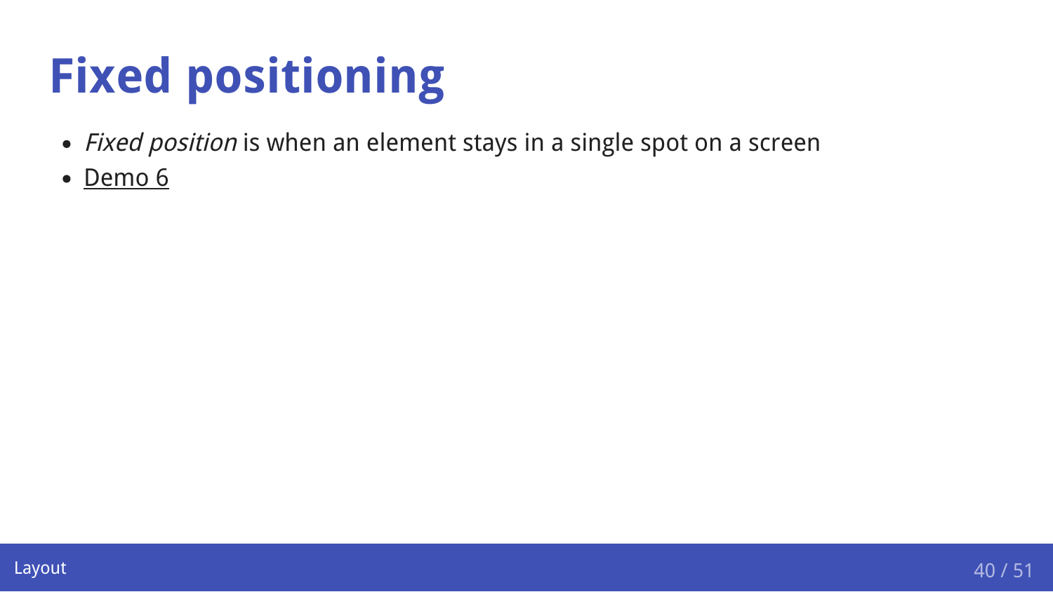# Fixed positioning

- *Fixed position* is when an element stays in a single spot on a screen
- Demo 6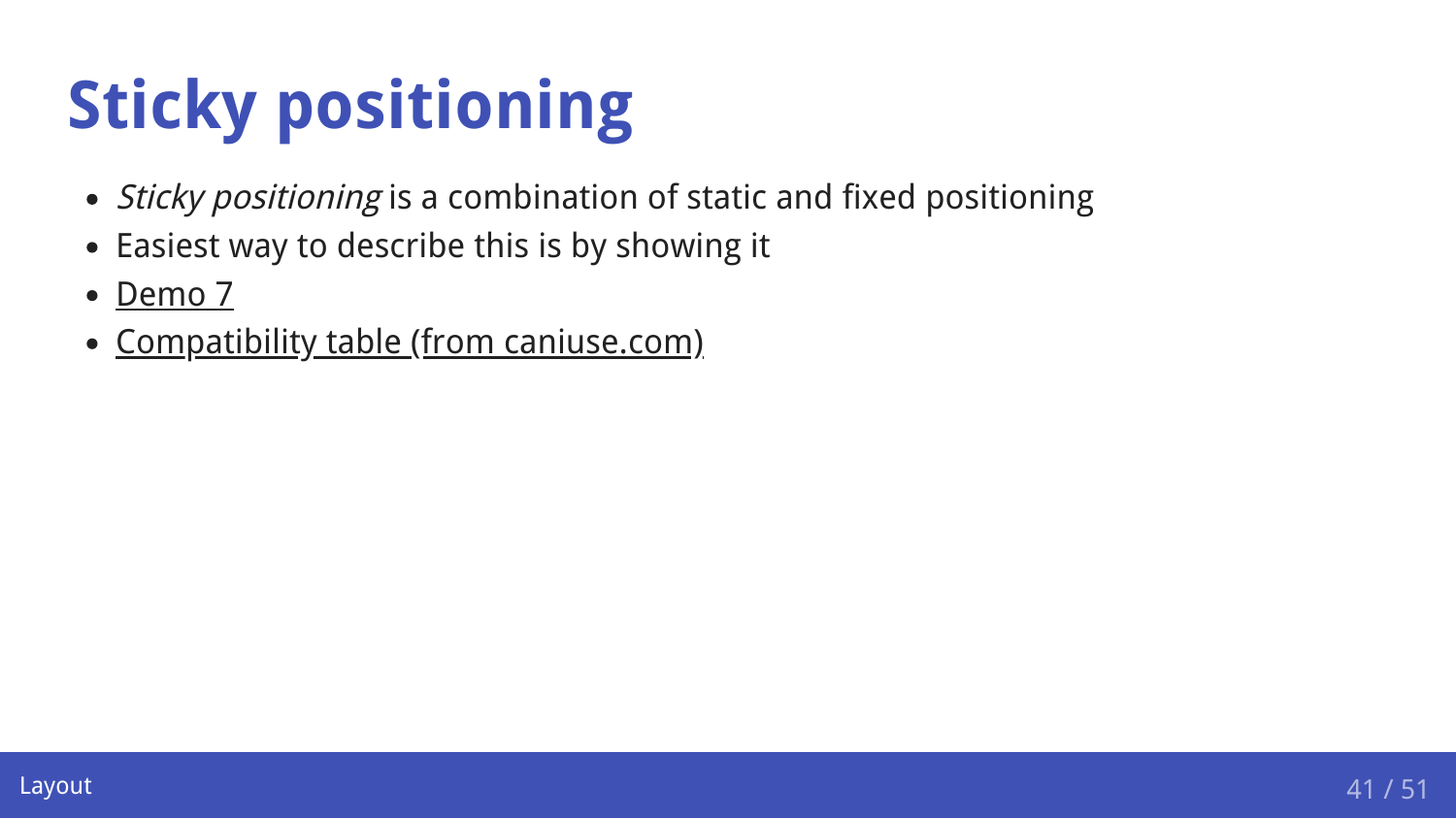# Sticky positioning

- *Sticky positioning* is a combination of static and fixed positioning
- Easiest way to describe this is by showing it
- Demo 7
- Compatibility table (from caniuse.com)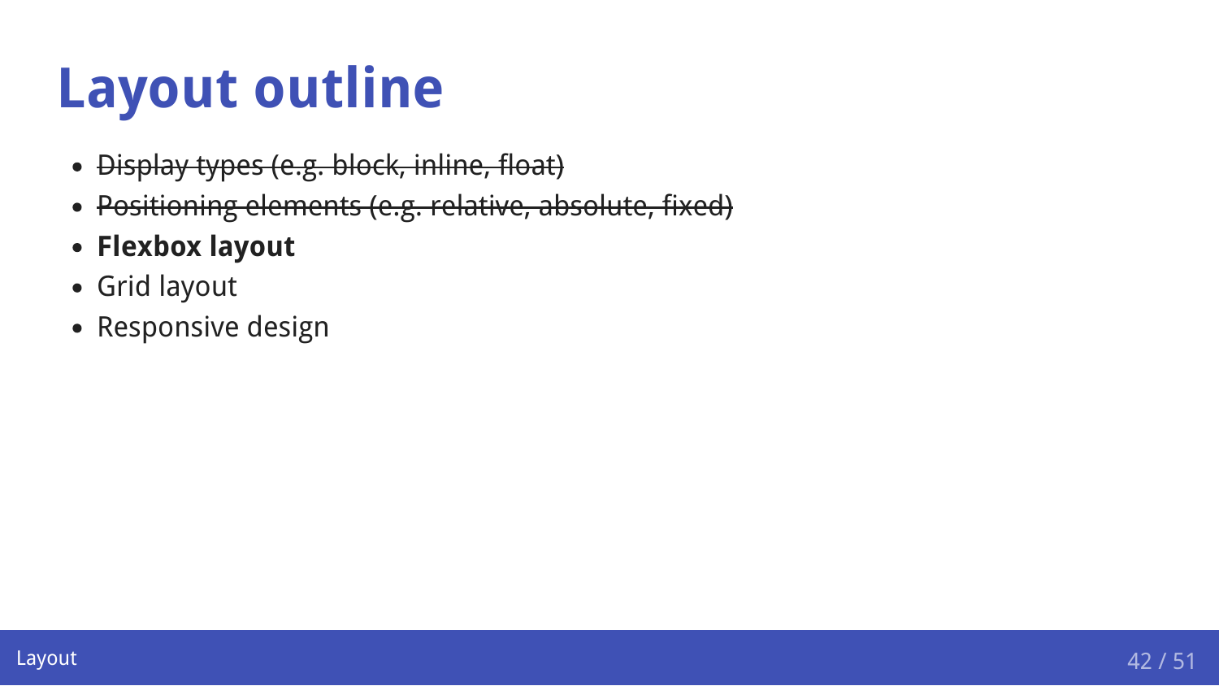# Layout outline

- ~~Display types (e.g. block, inline, float)~~
- ~~Positioning elements (e.g. relative, absolute, fixed)~~
- **Flexbox layout**
- Grid layout
- Responsive design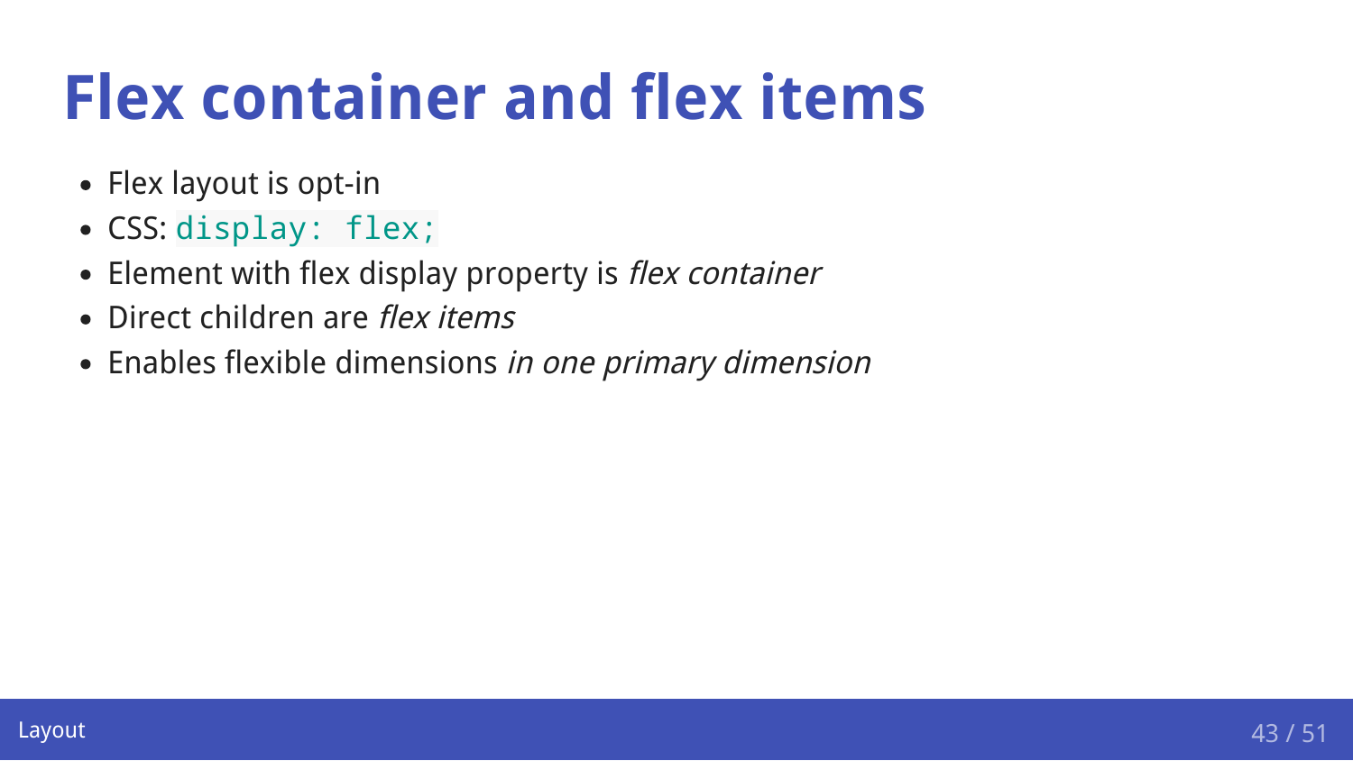# Flex container and flex items

- Flex layout is opt-in
- CSS: `display: flex;`
- Element with flex display property is *flex container*
- Direct children are *flex items*
- Enables flexible dimensions *in one primary dimension*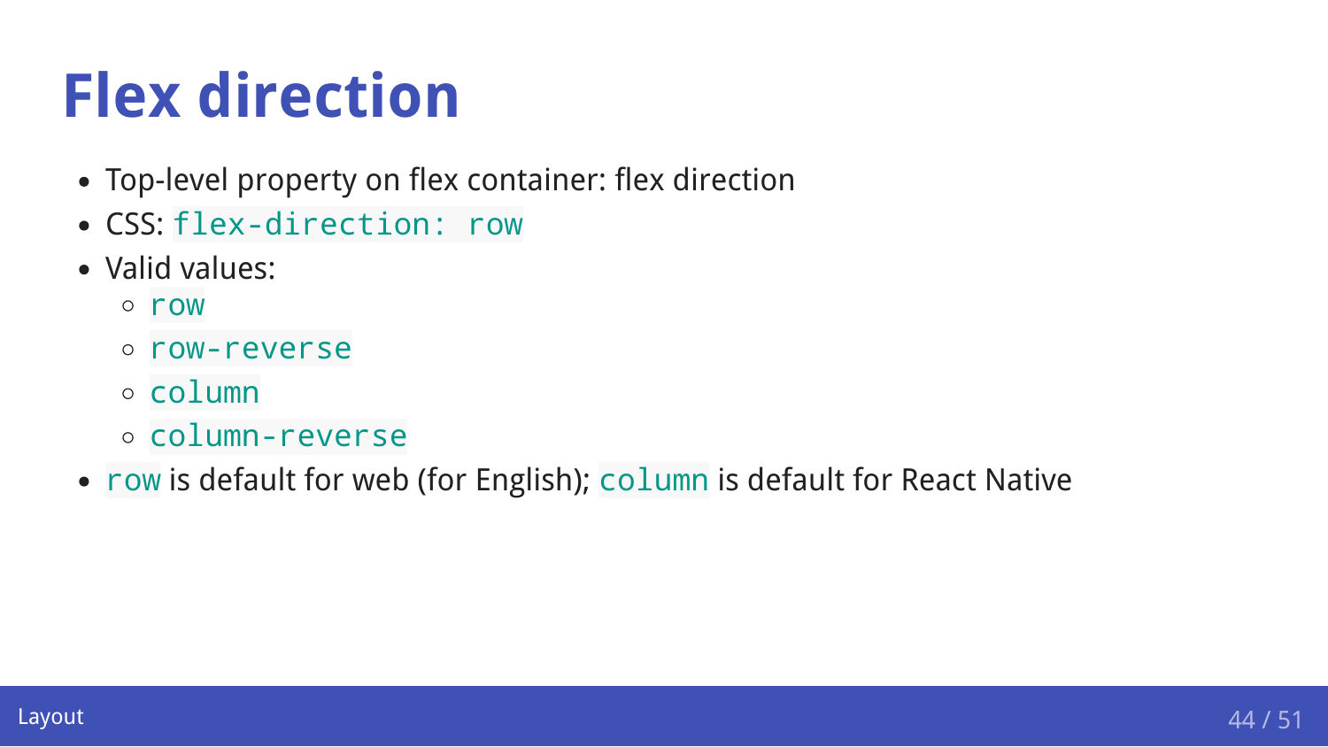# Flex direction

- Top-level property on flex container: flex direction
- CSS: `flex-direction: row`
- Valid values:
  - `row`
  - `row-reverse`
  - `column`
  - `column-reverse`
- `row` is default for web (for English); `column` is default for React Native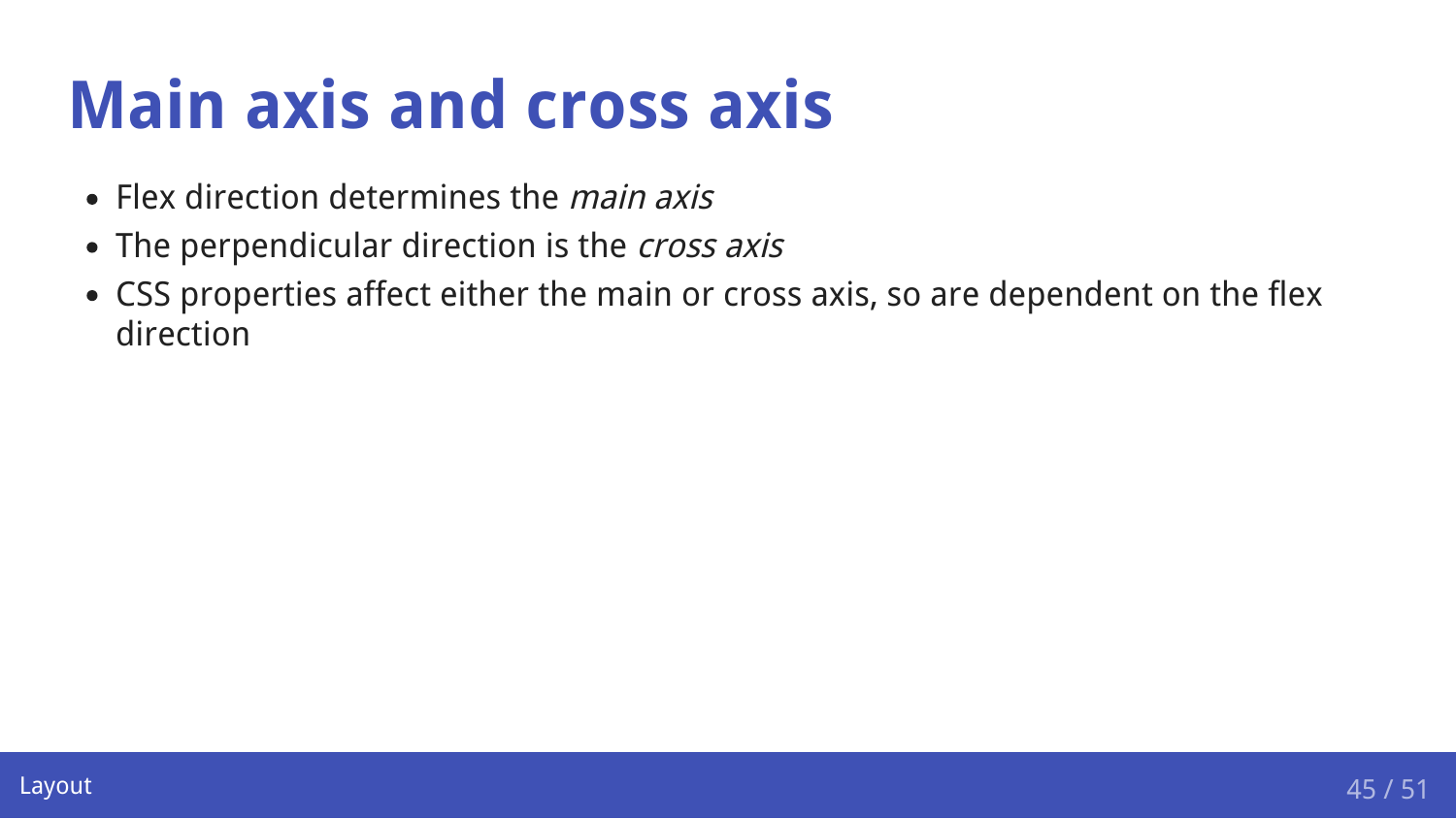# Main axis and cross axis

- Flex direction determines the *main axis*
- The perpendicular direction is the *cross axis*
- CSS properties affect either the main or cross axis, so are dependent on the flex direction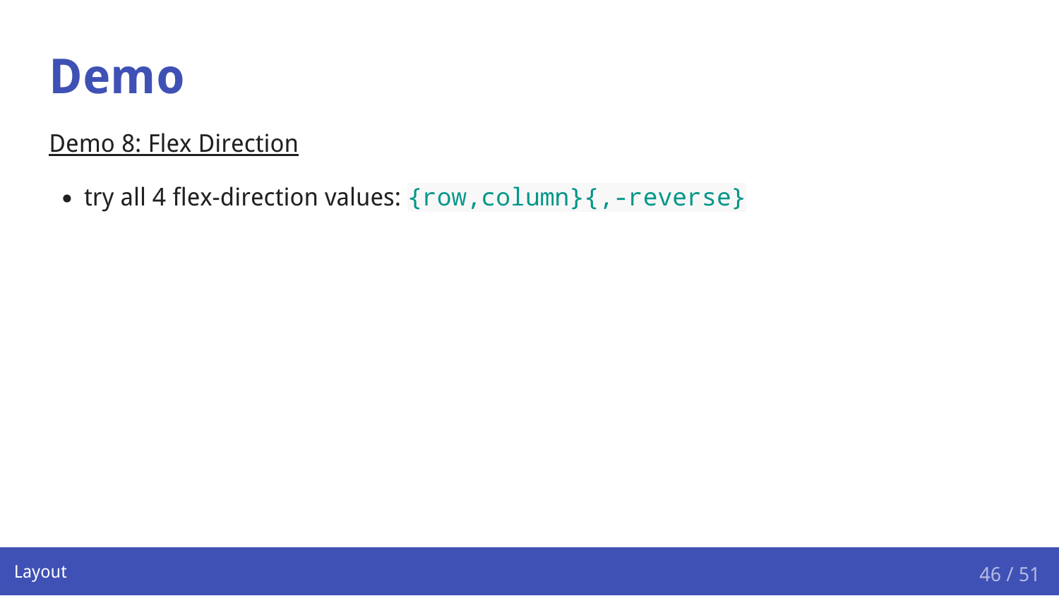# Demo

Demo 8: Flex Direction

- try all 4 flex-direction values: `{row,column}{,-reverse}`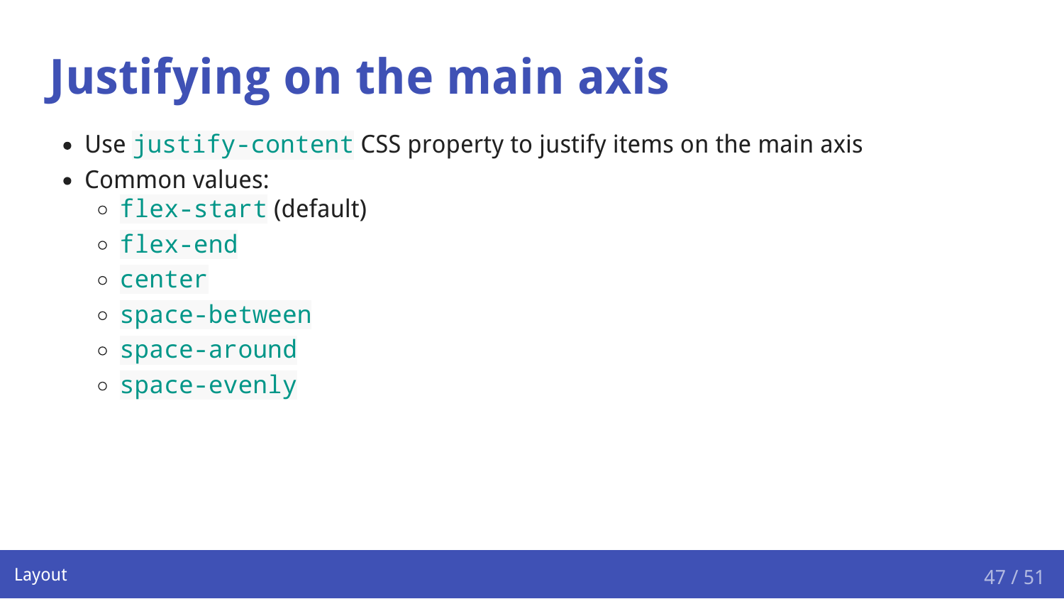# Justifying on the main axis

- Use `justify-content` CSS property to justify items on the main axis
- Common values:
  - `flex-start` (default)
  - `flex-end`
  - `center`
  - `space-between`
  - `space-around`
  - `space-evenly`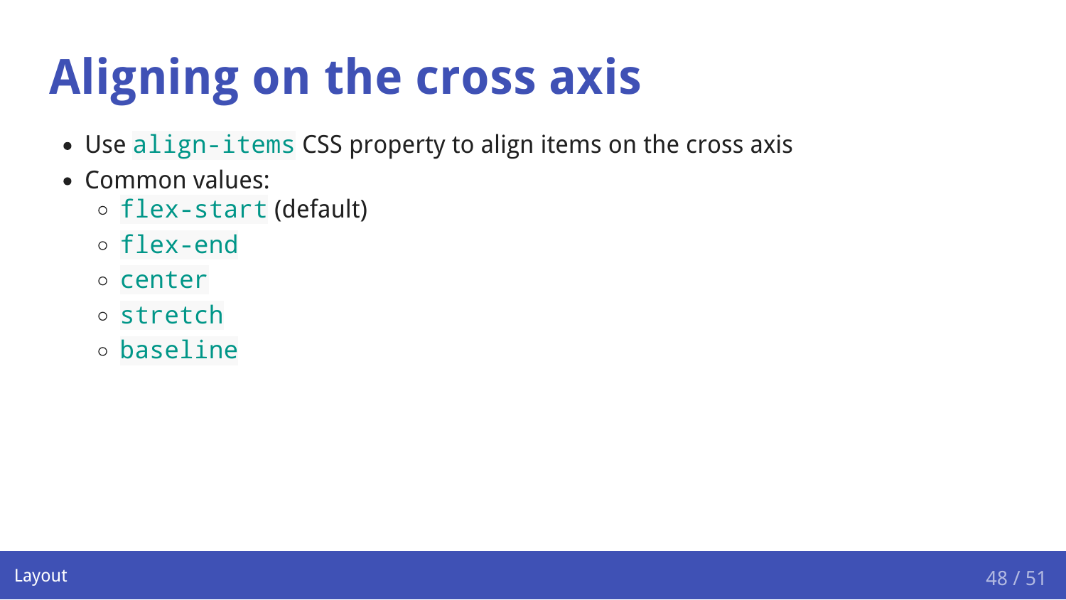# Aligning on the cross axis

- Use `align-items` CSS property to align items on the cross axis
- Common values:
  - `flex-start` (default)
  - `flex-end`
  - `center`
  - `stretch`
  - `baseline`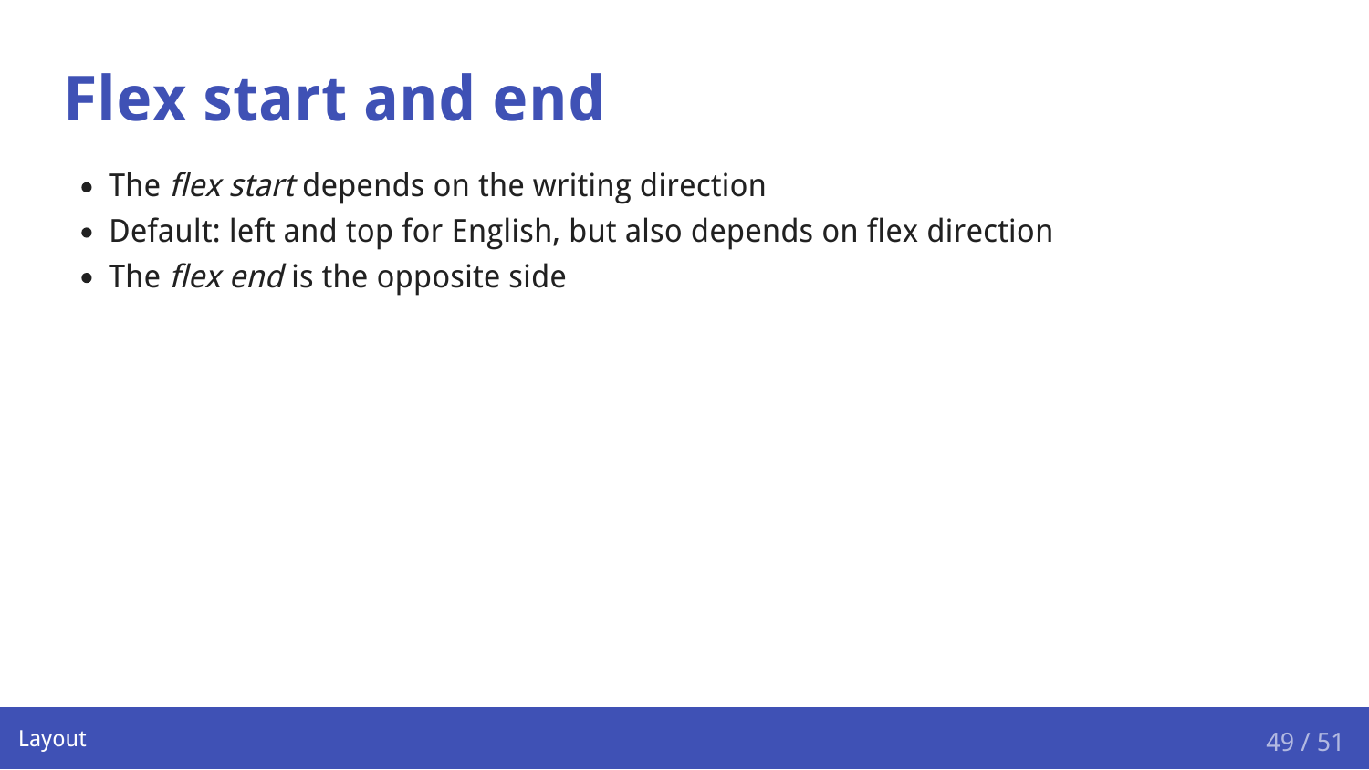# Flex start and end

- The *flex start* depends on the writing direction
- Default: left and top for English, but also depends on flex direction
- The *flex end* is the opposite side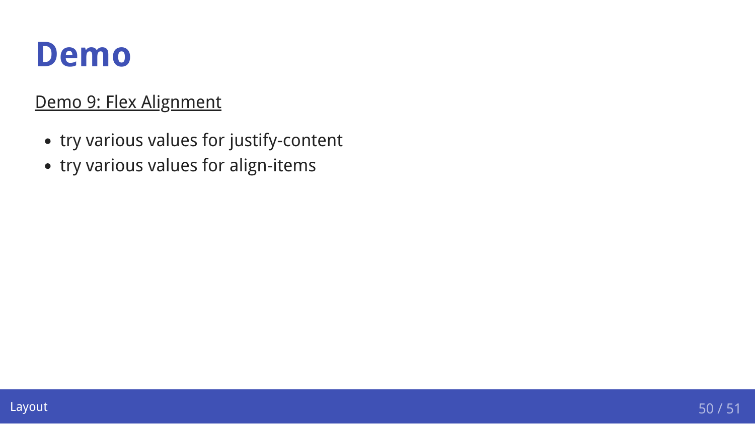# Demo

Demo 9: Flex Alignment

- try various values for justify-content
- try various values for align-items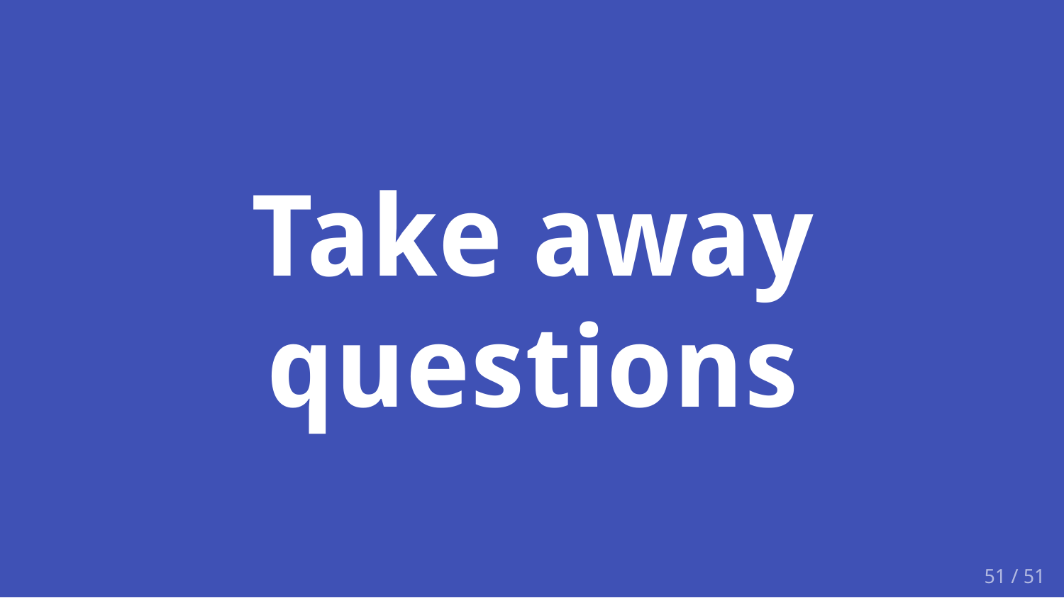# Take away questions